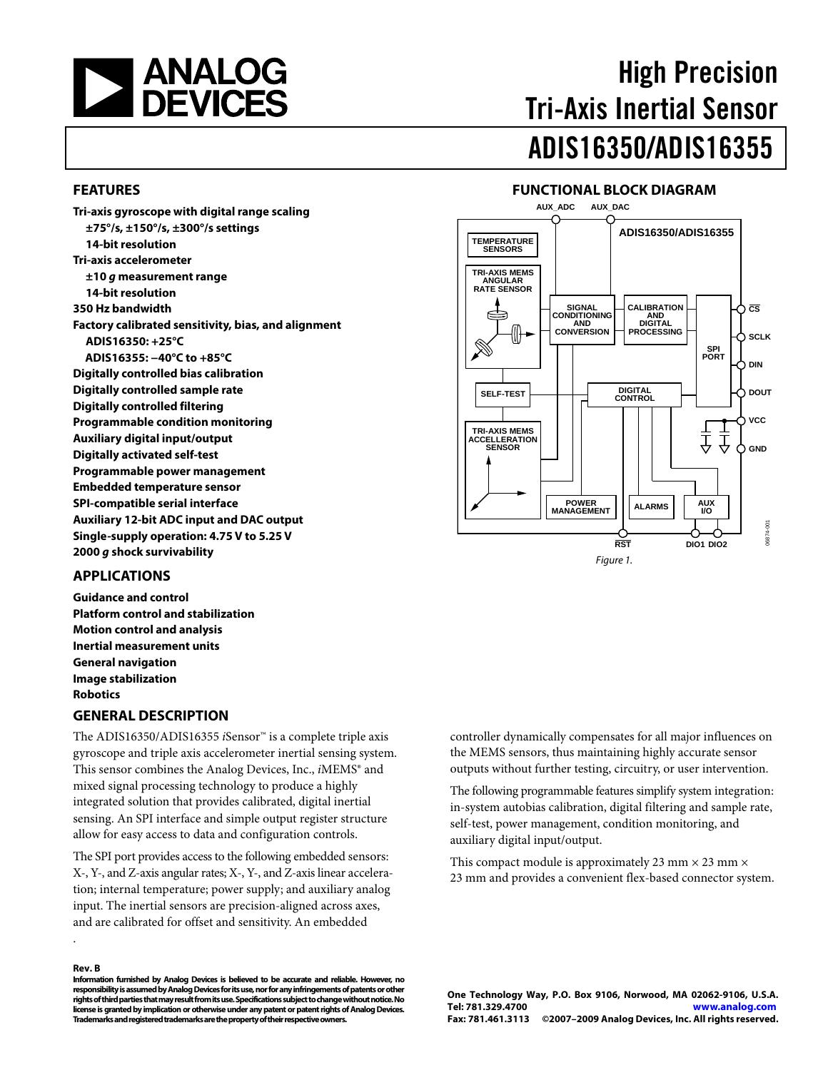# High Precision Tri-Axis Inertial Sensor

# ADIS16350/ADIS16355

## FEATURES

**Tri-axis gyroscope with digital range scaling**
- **±75°/s, ±150°/s, ±300°/s settings**
- **14-bit resolution**

**Tri-axis accelerometer**
- **±10 *g* measurement range**
- **14-bit resolution**

**350 Hz bandwidth**

**Factory calibrated sensitivity, bias, and alignment**
- **ADIS16350: +25°C**
- **ADIS16355: −40°C to +85°C**

**Digitally controlled bias calibration**
**Digitally controlled sample rate**
**Digitally controlled filtering**
**Programmable condition monitoring**
**Auxiliary digital input/output**
**Digitally activated self-test**
**Programmable power management**
**Embedded temperature sensor**
**SPI-compatible serial interface**
**Auxiliary 12-bit ADC input and DAC output**
**Single-supply operation: 4.75 V to 5.25 V**
**2000 *g* shock survivability**

## APPLICATIONS

**Guidance and control**
**Platform control and stabilization**
**Motion control and analysis**
**Inertial measurement units**
**General navigation**
**Image stabilization**
**Robotics**

## FUNCTIONAL BLOCK DIAGRAM

Figure 1.

## GENERAL DESCRIPTION

The ADIS16350/ADIS16355 *i*Sensor™ is a complete triple axis gyroscope and triple axis accelerometer inertial sensing system. This sensor combines the Analog Devices, Inc., *i*MEMS® and mixed signal processing technology to produce a highly integrated solution that provides calibrated, digital inertial sensing. An SPI interface and simple output register structure allow for easy access to data and configuration controls.

The SPI port provides access to the following embedded sensors: X-, Y-, and Z-axis angular rates; X-, Y-, and Z-axis linear acceleration; internal temperature; power supply; and auxiliary analog input. The inertial sensors are precision-aligned across axes, and are calibrated for offset and sensitivity. An embedded controller dynamically compensates for all major influences on the MEMS sensors, thus maintaining highly accurate sensor outputs without further testing, circuitry, or user intervention.

The following programmable features simplify system integration: in-system autobias calibration, digital filtering and sample rate, self-test, power management, condition monitoring, and auxiliary digital input/output.

This compact module is approximately 23 mm × 23 mm × 23 mm and provides a convenient flex-based connector system.

**Rev. B**

**Information furnished by Analog Devices is believed to be accurate and reliable. However, no responsibility is assumed by Analog Devices for its use, nor for any infringements of patents or other rights of third parties that may result from its use. Specifications subject to change without notice. No license is granted by implication or otherwise under any patent or patent rights of Analog Devices. Trademarks and registered trademarks are the property of their respective owners.**

**One Technology Way, P.O. Box 9106, Norwood, MA 02062-9106, U.S.A.**
**Tel: 781.329.4700 www.analog.com**
**Fax: 781.461.3113 ©2007–2009 Analog Devices, Inc. All rights reserved.**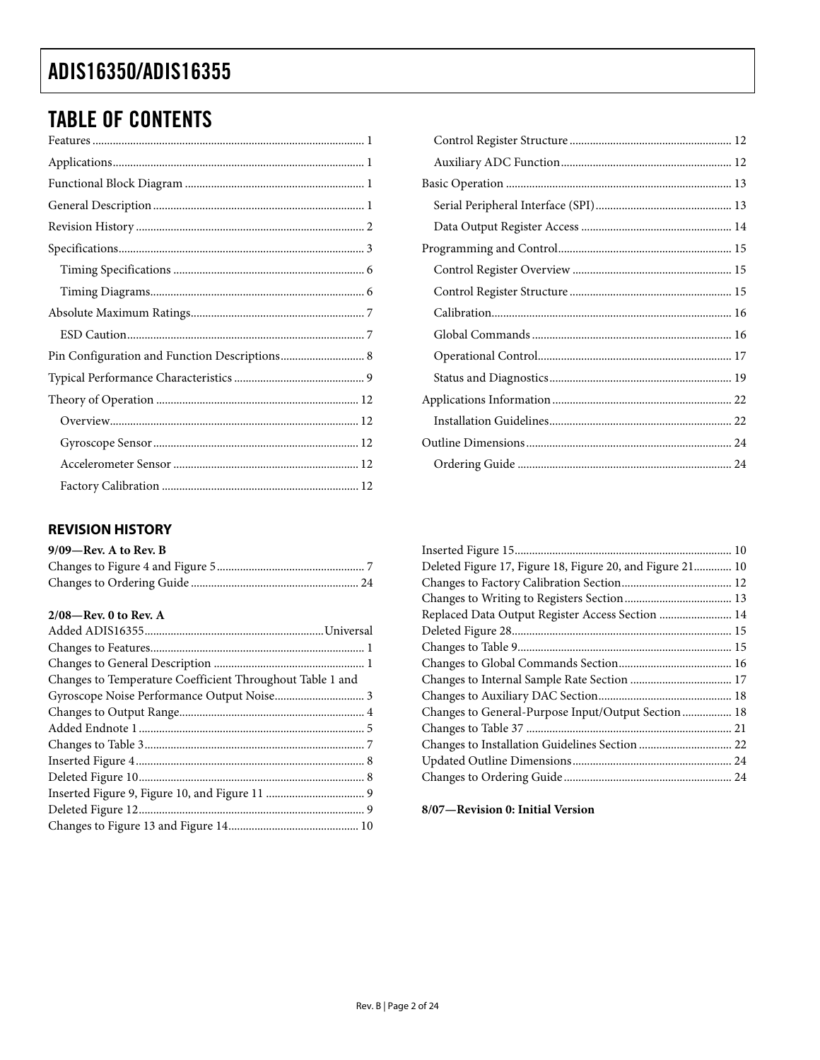## TABLE OF CONTENTS

Features ... 1
Applications ... 1
Functional Block Diagram ... 1
General Description ... 1
Revision History ... 2
Specifications ... 3
  Timing Specifications ... 6
  Timing Diagrams ... 6
Absolute Maximum Ratings ... 7
  ESD Caution ... 7
Pin Configuration and Function Descriptions ... 8
Typical Performance Characteristics ... 9
Theory of Operation ... 12
  Overview ... 12
  Gyroscope Sensor ... 12
  Accelerometer Sensor ... 12
  Factory Calibration ... 12
  Control Register Structure ... 12
  Auxiliary ADC Function ... 12
Basic Operation ... 13
  Serial Peripheral Interface (SPI) ... 13
  Data Output Register Access ... 14
Programming and Control ... 15
  Control Register Overview ... 15
  Control Register Structure ... 15
  Calibration ... 16
  Global Commands ... 16
  Operational Control ... 17
  Status and Diagnostics ... 19
Applications Information ... 22
  Installation Guidelines ... 22
Outline Dimensions ... 24
  Ordering Guide ... 24

### REVISION HISTORY

**9/09—Rev. A to Rev. B**

Changes to Figure 4 and Figure 5 ... 7
Changes to Ordering Guide ... 24

**2/08—Rev. 0 to Rev. A**

Added ADIS16355 ... Universal
Changes to Features ... 1
Changes to General Description ... 1
Changes to Temperature Coefficient Throughout Table 1 and Gyroscope Noise Performance Output Noise ... 3
Changes to Output Range ... 4
Added Endnote 1 ... 5
Changes to Table 3 ... 7
Inserted Figure 4 ... 8
Deleted Figure 10 ... 8
Inserted Figure 9, Figure 10, and Figure 11 ... 9
Deleted Figure 12 ... 9
Changes to Figure 13 and Figure 14 ... 10
Inserted Figure 15 ... 10
Deleted Figure 17, Figure 18, Figure 20, and Figure 21 ... 10
Changes to Factory Calibration Section ... 12
Changes to Writing to Registers Section ... 13
Replaced Data Output Register Access Section ... 14
Deleted Figure 28 ... 15
Changes to Table 9 ... 15
Changes to Global Commands Section ... 16
Changes to Internal Sample Rate Section ... 17
Changes to Auxiliary DAC Section ... 18
Changes to General-Purpose Input/Output Section ... 18
Changes to Table 37 ... 21
Changes to Installation Guidelines Section ... 22
Updated Outline Dimensions ... 24
Changes to Ordering Guide ... 24

**8/07—Revision 0: Initial Version**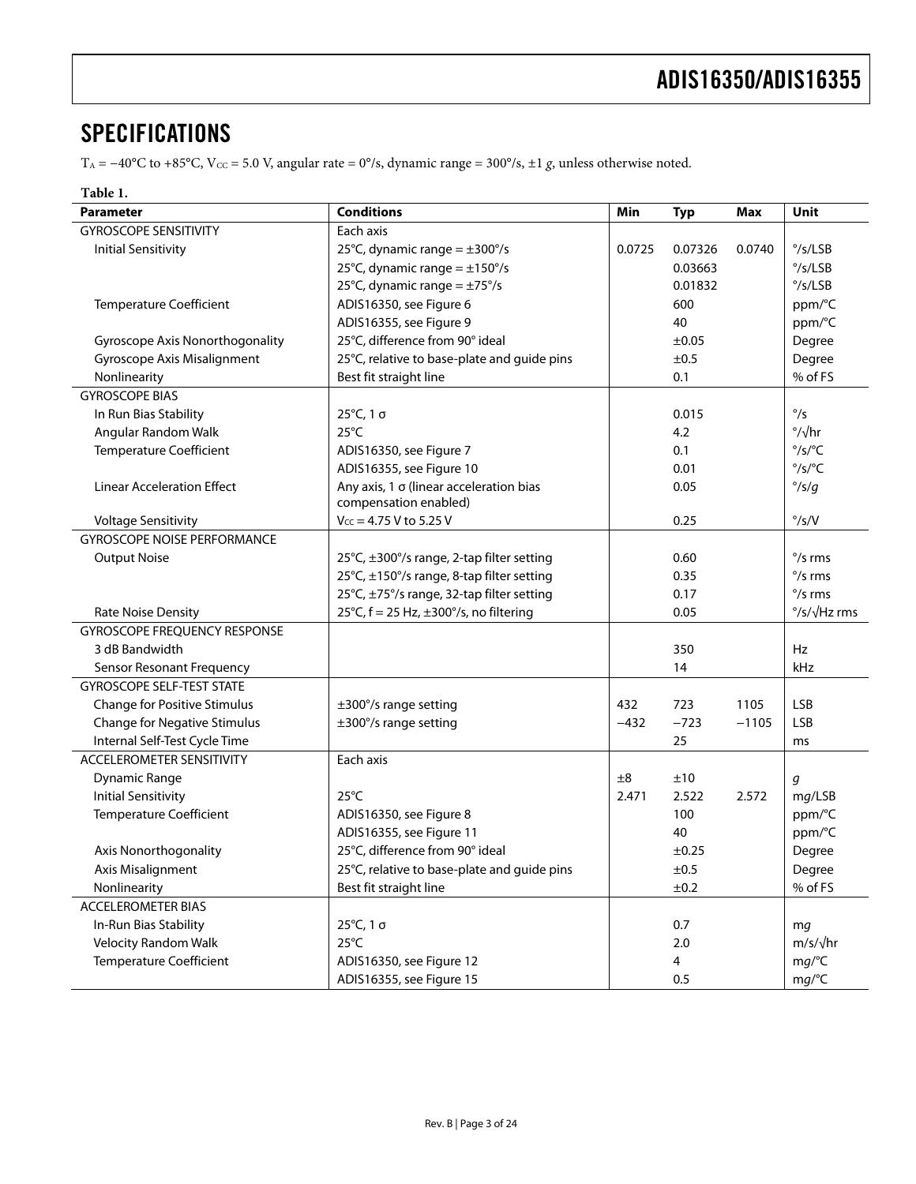## SPECIFICATIONS

$T_A$ = −40°C to +85°C, $V_{CC}$ = 5.0 V, angular rate = 0°/s, dynamic range = 300°/s, ±1 *g*, unless otherwise noted.

**Table 1.**

| Parameter | Conditions | Min | Typ | Max | Unit |
|---|---|---|---|---|---|
| GYROSCOPE SENSITIVITY | Each axis | | | | |
| Initial Sensitivity | 25°C, dynamic range = ±300°/s | 0.0725 | 0.07326 | 0.0740 | °/s/LSB |
| | 25°C, dynamic range = ±150°/s | | 0.03663 | | °/s/LSB |
| | 25°C, dynamic range = ±75°/s | | 0.01832 | | °/s/LSB |
| Temperature Coefficient | ADIS16350, see Figure 6 | | 600 | | ppm/°C |
| | ADIS16355, see Figure 9 | | 40 | | ppm/°C |
| Gyroscope Axis Nonorthogonality | 25°C, difference from 90° ideal | | ±0.05 | | Degree |
| Gyroscope Axis Misalignment | 25°C, relative to base-plate and guide pins | | ±0.5 | | Degree |
| Nonlinearity | Best fit straight line | | 0.1 | | % of FS |
| GYROSCOPE BIAS | | | | | |
| In Run Bias Stability | 25°C, 1 σ | | 0.015 | | °/s |
| Angular Random Walk | 25°C | | 4.2 | | °/√hr |
| Temperature Coefficient | ADIS16350, see Figure 7 | | 0.1 | | °/s/°C |
| | ADIS16355, see Figure 10 | | 0.01 | | °/s/°C |
| Linear Acceleration Effect | Any axis, 1 σ (linear acceleration bias compensation enabled) | | 0.05 | | °/s/*g* |
| Voltage Sensitivity | $V_{CC}$ = 4.75 V to 5.25 V | | 0.25 | | °/s/V |
| GYROSCOPE NOISE PERFORMANCE | | | | | |
| Output Noise | 25°C, ±300°/s range, 2-tap filter setting | | 0.60 | | °/s rms |
| | 25°C, ±150°/s range, 8-tap filter setting | | 0.35 | | °/s rms |
| | 25°C, ±75°/s range, 32-tap filter setting | | 0.17 | | °/s rms |
| Rate Noise Density | 25°C, f = 25 Hz, ±300°/s, no filtering | | 0.05 | | °/s/√Hz rms |
| GYROSCOPE FREQUENCY RESPONSE | | | | | |
| 3 dB Bandwidth | | | 350 | | Hz |
| Sensor Resonant Frequency | | | 14 | | kHz |
| GYROSCOPE SELF-TEST STATE | | | | | |
| Change for Positive Stimulus | ±300°/s range setting | 432 | 723 | 1105 | LSB |
| Change for Negative Stimulus | ±300°/s range setting | −432 | −723 | −1105 | LSB |
| Internal Self-Test Cycle Time | | | 25 | | ms |
| ACCELEROMETER SENSITIVITY | Each axis | | | | |
| Dynamic Range | | ±8 | ±10 | | *g* |
| Initial Sensitivity | 25°C | 2.471 | 2.522 | 2.572 | m*g*/LSB |
| Temperature Coefficient | ADIS16350, see Figure 8 | | 100 | | ppm/°C |
| | ADIS16355, see Figure 11 | | 40 | | ppm/°C |
| Axis Nonorthogonality | 25°C, difference from 90° ideal | | ±0.25 | | Degree |
| Axis Misalignment | 25°C, relative to base-plate and guide pins | | ±0.5 | | Degree |
| Nonlinearity | Best fit straight line | | ±0.2 | | % of FS |
| ACCELEROMETER BIAS | | | | | |
| In-Run Bias Stability | 25°C, 1 σ | | 0.7 | | m*g* |
| Velocity Random Walk | 25°C | | 2.0 | | m/s/√hr |
| Temperature Coefficient | ADIS16350, see Figure 12 | | 4 | | m*g*/°C |
| | ADIS16355, see Figure 15 | | 0.5 | | m*g*/°C |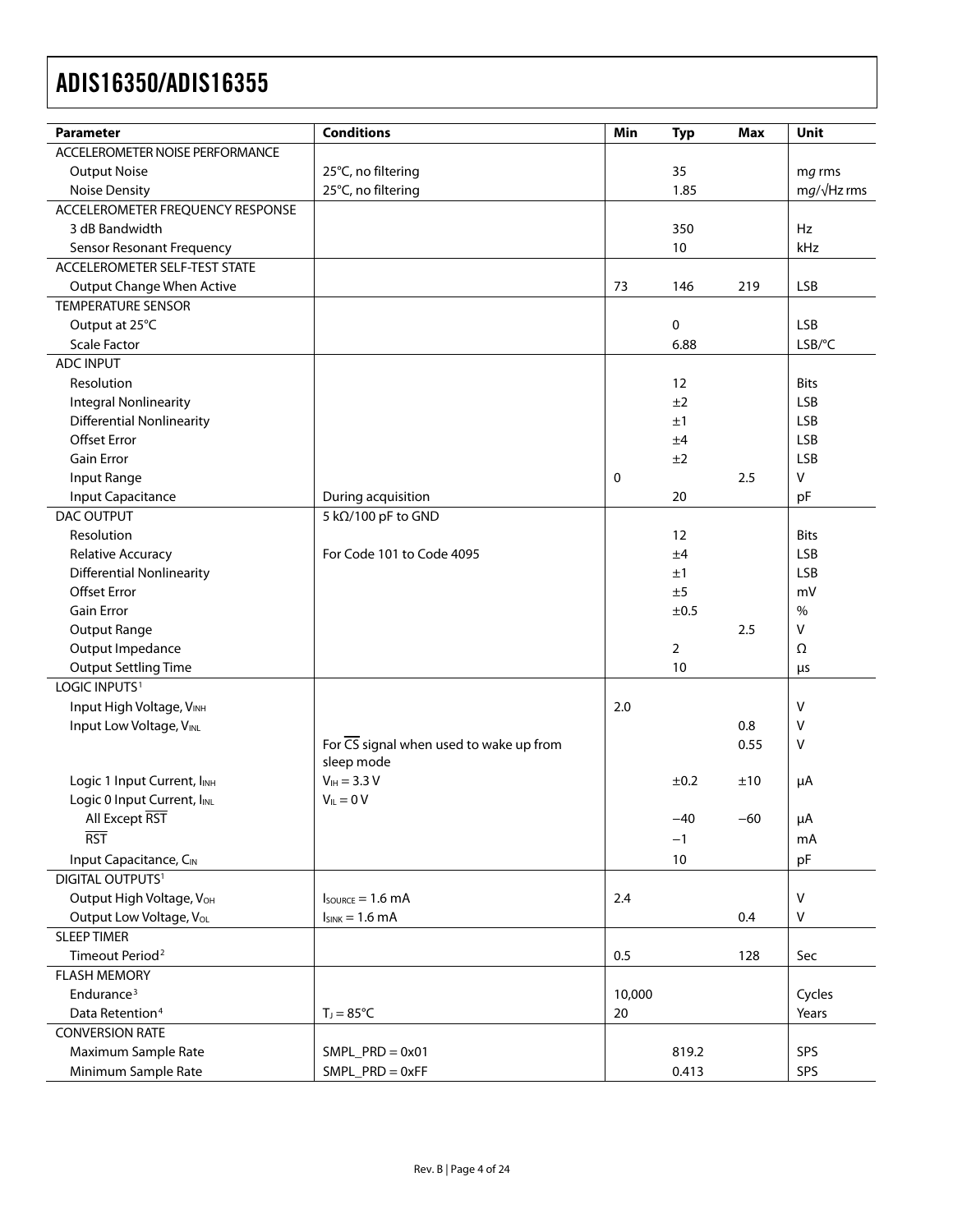| Parameter | Conditions | Min | Typ | Max | Unit |
|---|---|---|---|---|---|
| ACCELEROMETER NOISE PERFORMANCE | | | | | |
| Output Noise | 25°C, no filtering | | 35 | | m*g* rms |
| Noise Density | 25°C, no filtering | | 1.85 | | m*g*/√Hz rms |
| ACCELEROMETER FREQUENCY RESPONSE | | | | | |
| 3 dB Bandwidth | | | 350 | | Hz |
| Sensor Resonant Frequency | | | 10 | | kHz |
| ACCELEROMETER SELF-TEST STATE | | | | | |
| Output Change When Active | | 73 | 146 | 219 | LSB |
| TEMPERATURE SENSOR | | | | | |
| Output at 25°C | | | 0 | | LSB |
| Scale Factor | | | 6.88 | | LSB/°C |
| ADC INPUT | | | | | |
| Resolution | | | 12 | | Bits |
| Integral Nonlinearity | | | ±2 | | LSB |
| Differential Nonlinearity | | | ±1 | | LSB |
| Offset Error | | | ±4 | | LSB |
| Gain Error | | | ±2 | | LSB |
| Input Range | | 0 | | 2.5 | V |
| Input Capacitance | During acquisition | | 20 | | pF |
| DAC OUTPUT | 5 kΩ/100 pF to GND | | | | |
| Resolution | | | 12 | | Bits |
| Relative Accuracy | For Code 101 to Code 4095 | | ±4 | | LSB |
| Differential Nonlinearity | | | ±1 | | LSB |
| Offset Error | | | ±5 | | mV |
| Gain Error | | | ±0.5 | | % |
| Output Range | | | | 2.5 | V |
| Output Impedance | | | 2 | | Ω |
| Output Settling Time | | | 10 | | µs |
| LOGIC INPUTS[1] | | | | | |
| Input High Voltage, $V_{INH}$ | | 2.0 | | | V |
| Input Low Voltage, $V_{INL}$ | | | | 0.8 | V |
| | For $\overline{CS}$ signal when used to wake up from sleep mode | | | 0.55 | V |
| Logic 1 Input Current, $I_{INH}$ | $V_{IH}$ = 3.3 V | | ±0.2 | ±10 | µA |
| Logic 0 Input Current, $I_{INL}$ | $V_{IL}$ = 0 V | | | | |
| All Except $\overline{RST}$ | | | −40 | −60 | µA |
| $\overline{RST}$ | | | −1 | | mA |
| Input Capacitance, $C_{IN}$ | | | 10 | | pF |
| DIGITAL OUTPUTS[1] | | | | | |
| Output High Voltage, $V_{OH}$ | $I_{SOURCE}$ = 1.6 mA | 2.4 | | | V |
| Output Low Voltage, $V_{OL}$ | $I_{SINK}$ = 1.6 mA | | | 0.4 | V |
| SLEEP TIMER | | | | | |
| Timeout Period[2] | | 0.5 | | 128 | Sec |
| FLASH MEMORY | | | | | |
| Endurance[3] | | 10,000 | | | Cycles |
| Data Retention[4] | $T_J$ = 85°C | 20 | | | Years |
| CONVERSION RATE | | | | | |
| Maximum Sample Rate | SMPL_PRD = 0x01 | | 819.2 | | SPS |
| Minimum Sample Rate | SMPL_PRD = 0xFF | | 0.413 | | SPS |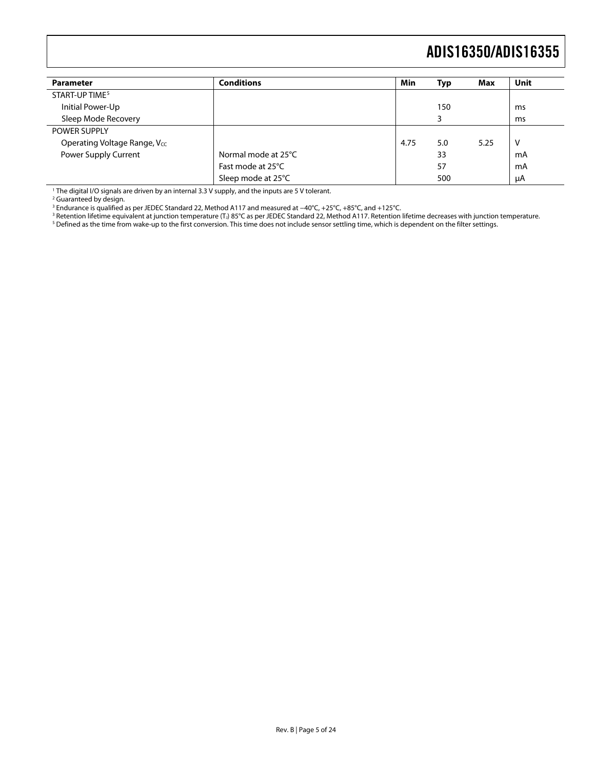| Parameter | Conditions | Min | Typ | Max | Unit |
|---|---|---|---|---|---|
| START-UP TIME[5] | | | | | |
| Initial Power-Up | | | 150 | | ms |
| Sleep Mode Recovery | | | 3 | | ms |
| POWER SUPPLY | | | | | |
| Operating Voltage Range, $V_{CC}$ | | 4.75 | 5.0 | 5.25 | V |
| Power Supply Current | Normal mode at 25°C | | 33 | | mA |
| | Fast mode at 25°C | | 57 | | mA |
| | Sleep mode at 25°C | | 500 | | μA |

[1] The digital I/O signals are driven by an internal 3.3 V supply, and the inputs are 5 V tolerant.
[2] Guaranteed by design.
[3] Endurance is qualified as per JEDEC Standard 22, Method A117 and measured at −40°C, +25°C, +85°C, and +125°C.
[3] Retention lifetime equivalent at junction temperature ($T_J$) 85°C as per JEDEC Standard 22, Method A117. Retention lifetime decreases with junction temperature.
[5] Defined as the time from wake-up to the first conversion. This time does not include sensor settling time, which is dependent on the filter settings.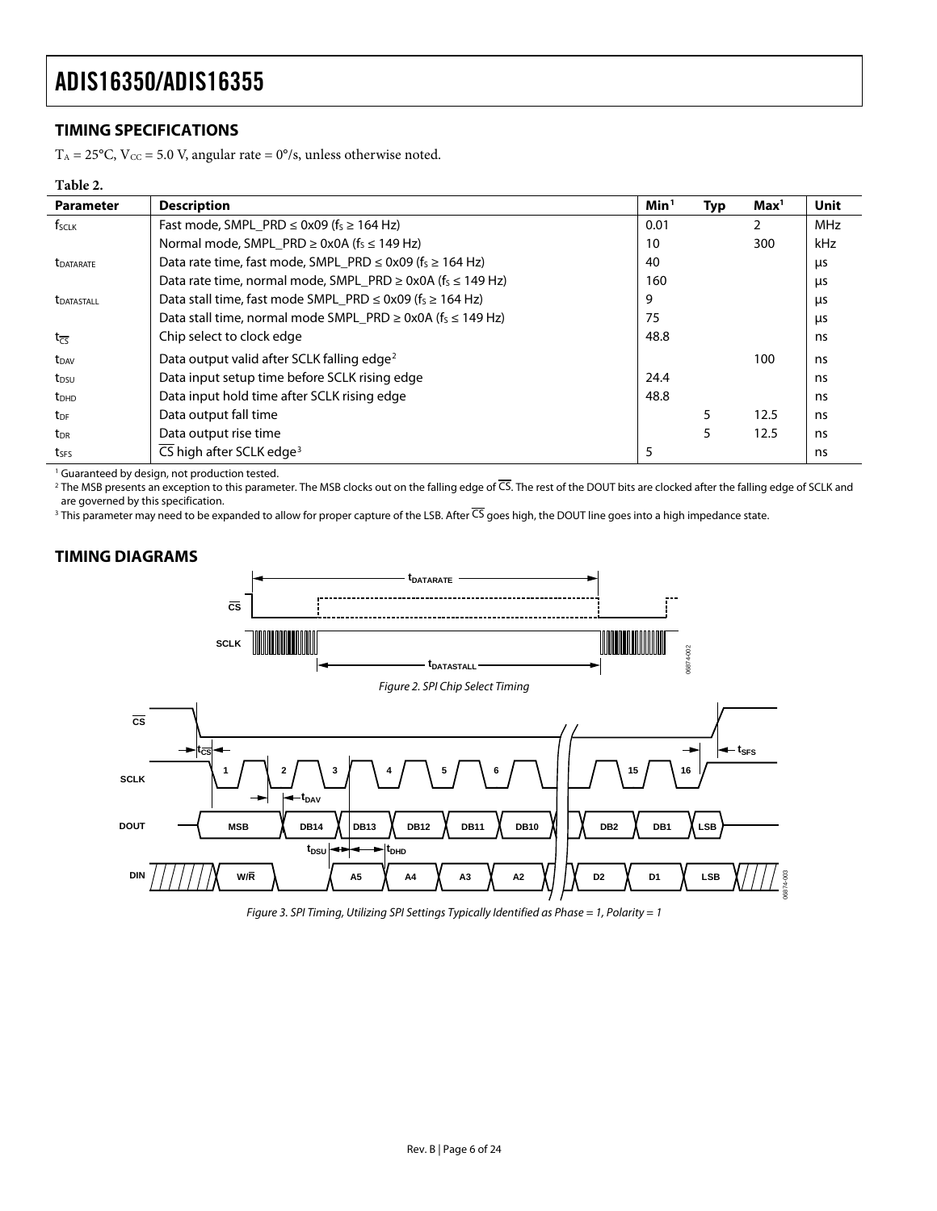## TIMING SPECIFICATIONS

$T_A$ = 25°C, $V_{CC}$ = 5.0 V, angular rate = 0°/s, unless otherwise noted.

**Table 2.**

| Parameter | Description | Min[1] | Typ | Max[1] | Unit |
|---|---|---|---|---|---|
| $f_{SCLK}$ | Fast mode, SMPL_PRD ≤ 0x09 ($f_S$ ≥ 164 Hz) | 0.01 | | 2 | MHz |
| | Normal mode, SMPL_PRD ≥ 0x0A ($f_S$ ≤ 149 Hz) | 10 | | 300 | kHz |
| $t_{DATARATE}$ | Data rate time, fast mode, SMPL_PRD ≤ 0x09 ($f_S$ ≥ 164 Hz) | 40 | | | μs |
| | Data rate time, normal mode, SMPL_PRD ≥ 0x0A ($f_S$ ≤ 149 Hz) | 160 | | | μs |
| $t_{DATASTALL}$ | Data stall time, fast mode SMPL_PRD ≤ 0x09 ($f_S$ ≥ 164 Hz) | 9 | | | μs |
| | Data stall time, normal mode SMPL_PRD ≥ 0x0A ($f_S$ ≤ 149 Hz) | 75 | | | μs |
| $t_{\overline{CS}}$ | Chip select to clock edge | 48.8 | | | ns |
| $t_{DAV}$ | Data output valid after SCLK falling edge[2] | | | 100 | ns |
| $t_{DSU}$ | Data input setup time before SCLK rising edge | 24.4 | | | ns |
| $t_{DHD}$ | Data input hold time after SCLK rising edge | 48.8 | | | ns |
| $t_{DF}$ | Data output fall time | | 5 | 12.5 | ns |
| $t_{DR}$ | Data output rise time | | 5 | 12.5 | ns |
| $t_{SFS}$ | $\overline{CS}$ high after SCLK edge[3] | 5 | | | ns |

[1] Guaranteed by design, not production tested.

[2] The MSB presents an exception to this parameter. The MSB clocks out on the falling edge of $\overline{CS}$. The rest of the DOUT bits are clocked after the falling edge of SCLK and are governed by this specification.

[3] This parameter may need to be expanded to allow for proper capture of the LSB. After $\overline{CS}$ goes high, the DOUT line goes into a high impedance state.

## TIMING DIAGRAMS

Figure 2. SPI Chip Select Timing

Figure 3. SPI Timing, Utilizing SPI Settings Typically Identified as Phase = 1, Polarity = 1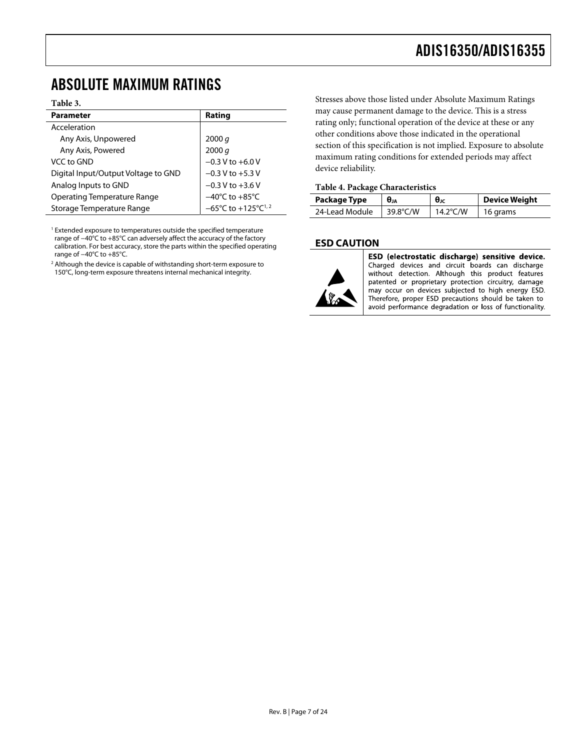## ABSOLUTE MAXIMUM RATINGS

**Table 3.**

| Parameter | Rating |
|---|---|
| Acceleration | |
| Any Axis, Unpowered | 2000 *g* |
| Any Axis, Powered | 2000 *g* |
| VCC to GND | −0.3 V to +6.0 V |
| Digital Input/Output Voltage to GND | −0.3 V to +5.3 V |
| Analog Inputs to GND | −0.3 V to +3.6 V |
| Operating Temperature Range | −40°C to +85°C |
| Storage Temperature Range | −65°C to +125°C[1, 2] |

[1] Extended exposure to temperatures outside the specified temperature range of −40°C to +85°C can adversely affect the accuracy of the factory calibration. For best accuracy, store the parts within the specified operating range of −40°C to +85°C.

[2] Although the device is capable of withstanding short-term exposure to 150°C, long-term exposure threatens internal mechanical integrity.

Stresses above those listed under Absolute Maximum Ratings may cause permanent damage to the device. This is a stress rating only; functional operation of the device at these or any other conditions above those indicated in the operational section of this specification is not implied. Exposure to absolute maximum rating conditions for extended periods may affect device reliability.

**Table 4. Package Characteristics**

| Package Type | $\theta_{JA}$ | $\theta_{JC}$ | Device Weight |
|---|---|---|---|
| 24-Lead Module | 39.8°C/W | 14.2°C/W | 16 grams |

### ESD CAUTION

**ESD (electrostatic discharge) sensitive device.** Charged devices and circuit boards can discharge without detection. Although this product features patented or proprietary protection circuitry, damage may occur on devices subjected to high energy ESD. Therefore, proper ESD precautions should be taken to avoid performance degradation or loss of functionality.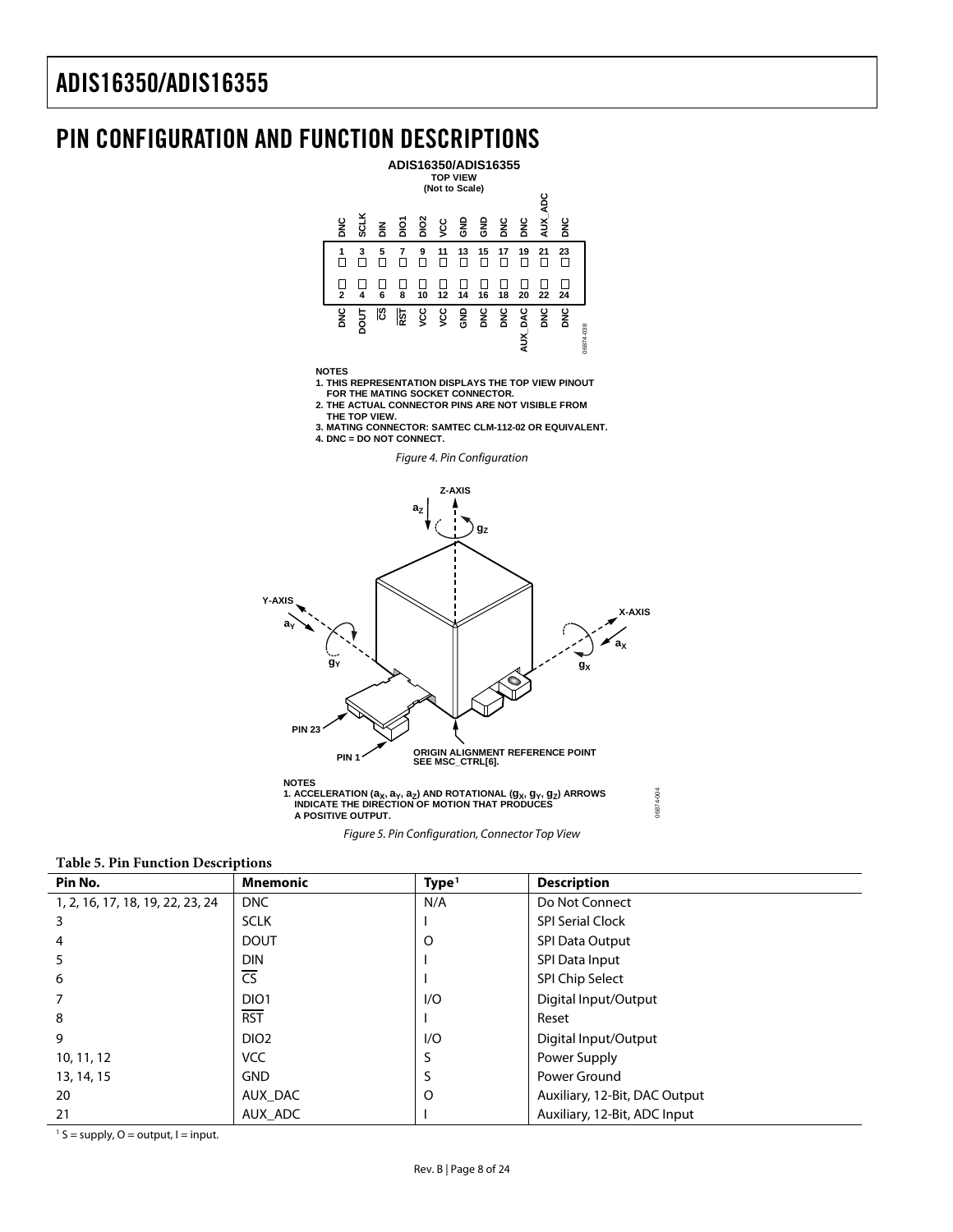## PIN CONFIGURATION AND FUNCTION DESCRIPTIONS

NOTES
1. THIS REPRESENTATION DISPLAYS THE TOP VIEW PINOUT FOR THE MATING SOCKET CONNECTOR.
2. THE ACTUAL CONNECTOR PINS ARE NOT VISIBLE FROM THE TOP VIEW.
3. MATING CONNECTOR: SAMTEC CLM-112-02 OR EQUIVALENT.
4. DNC = DO NOT CONNECT.

*Figure 4. Pin Configuration*

NOTES
1. ACCELERATION ($a_X$, $a_Y$, $a_Z$) AND ROTATIONAL ($g_X$, $g_Y$, $g_Z$) ARROWS INDICATE THE DIRECTION OF MOTION THAT PRODUCES A POSITIVE OUTPUT.

*Figure 5. Pin Configuration, Connector Top View*

**Table 5. Pin Function Descriptions**

| Pin No. | Mnemonic | Type[1] | Description |
|---|---|---|---|
| 1, 2, 16, 17, 18, 19, 22, 23, 24 | DNC | N/A | Do Not Connect |
| 3 | SCLK | I | SPI Serial Clock |
| 4 | DOUT | O | SPI Data Output |
| 5 | DIN | I | SPI Data Input |
| 6 | $\overline{CS}$ | I | SPI Chip Select |
| 7 | DIO1 | I/O | Digital Input/Output |
| 8 | $\overline{RST}$ | I | Reset |
| 9 | DIO2 | I/O | Digital Input/Output |
| 10, 11, 12 | VCC | S | Power Supply |
| 13, 14, 15 | GND | S | Power Ground |
| 20 | AUX_DAC | O | Auxiliary, 12-Bit, DAC Output |
| 21 | AUX_ADC | I | Auxiliary, 12-Bit, ADC Input |

[1] S = supply, O = output, I = input.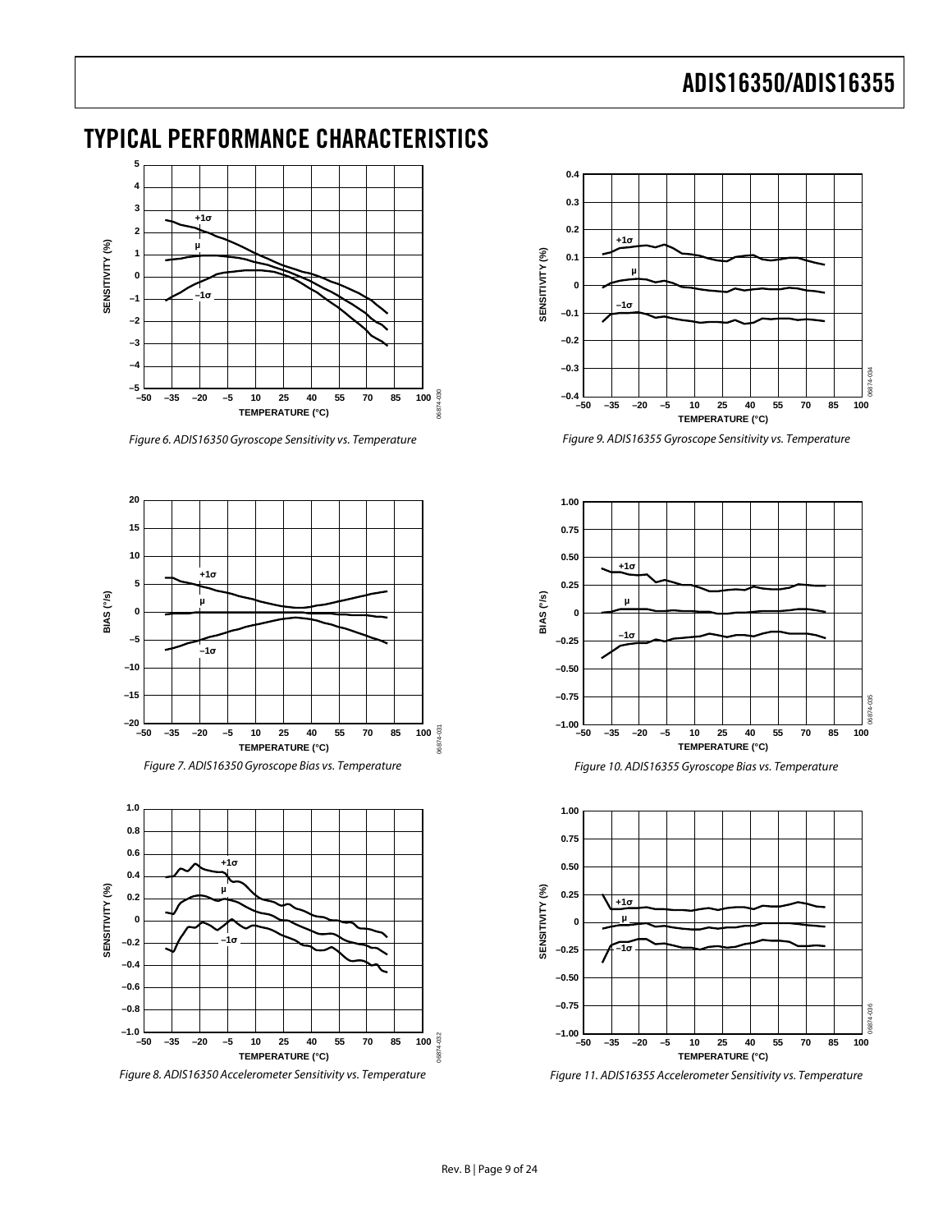## TYPICAL PERFORMANCE CHARACTERISTICS

Figure 6. ADIS16350 Gyroscope Sensitivity vs. Temperature

Figure 7. ADIS16350 Gyroscope Bias vs. Temperature

Figure 8. ADIS16350 Accelerometer Sensitivity vs. Temperature

Figure 9. ADIS16355 Gyroscope Sensitivity vs. Temperature

Figure 10. ADIS16355 Gyroscope Bias vs. Temperature

Figure 11. ADIS16355 Accelerometer Sensitivity vs. Temperature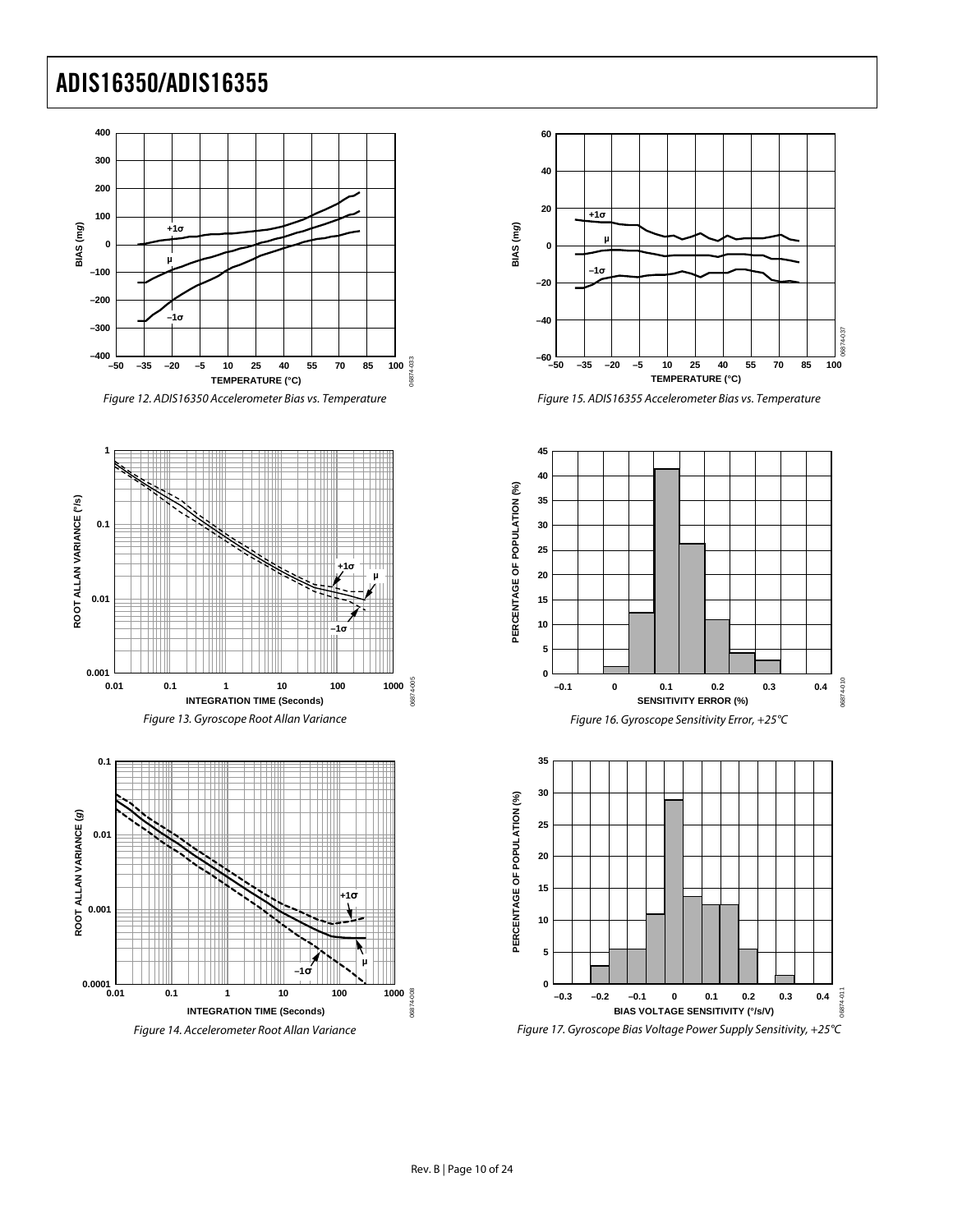Figure 12. ADIS16350 Accelerometer Bias vs. Temperature

Figure 15. ADIS16355 Accelerometer Bias vs. Temperature

Figure 13. Gyroscope Root Allan Variance

Figure 16. Gyroscope Sensitivity Error, +25°C

Figure 14. Accelerometer Root Allan Variance

Figure 17. Gyroscope Bias Voltage Power Supply Sensitivity, +25°C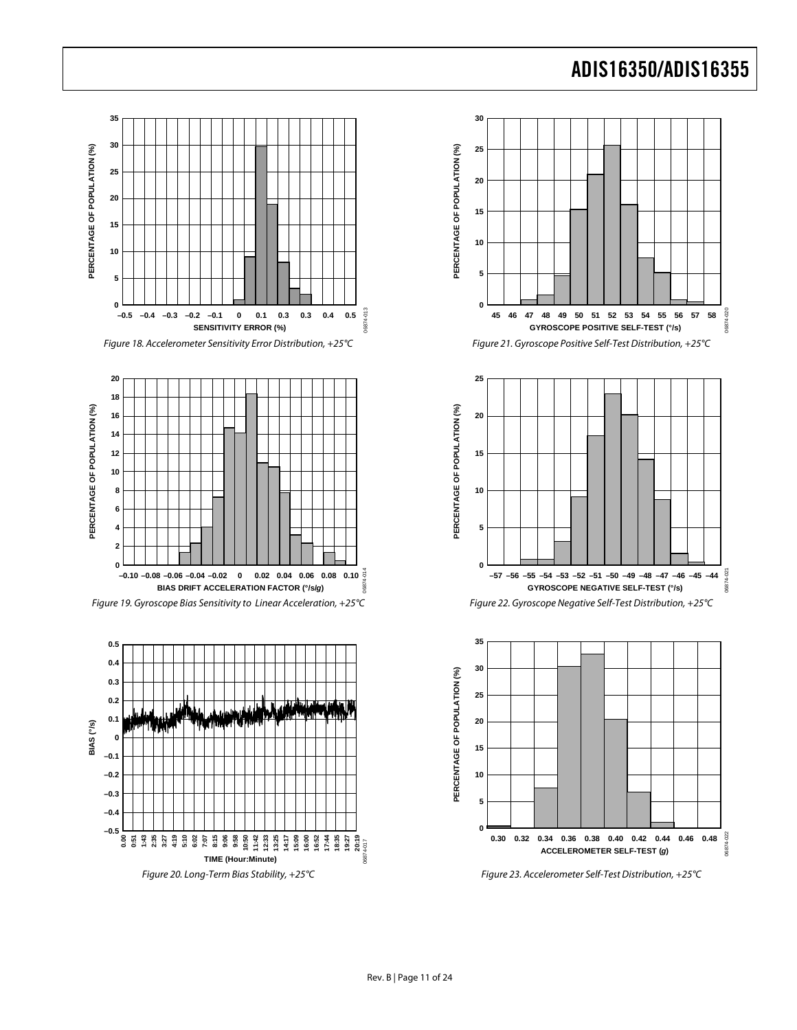Figure 18. Accelerometer Sensitivity Error Distribution, +25°C

Figure 19. Gyroscope Bias Sensitivity to Linear Acceleration, +25°C

Figure 20. Long-Term Bias Stability, +25°C

Figure 21. Gyroscope Positive Self-Test Distribution, +25°C

Figure 22. Gyroscope Negative Self-Test Distribution, +25°C

Figure 23. Accelerometer Self-Test Distribution, +25°C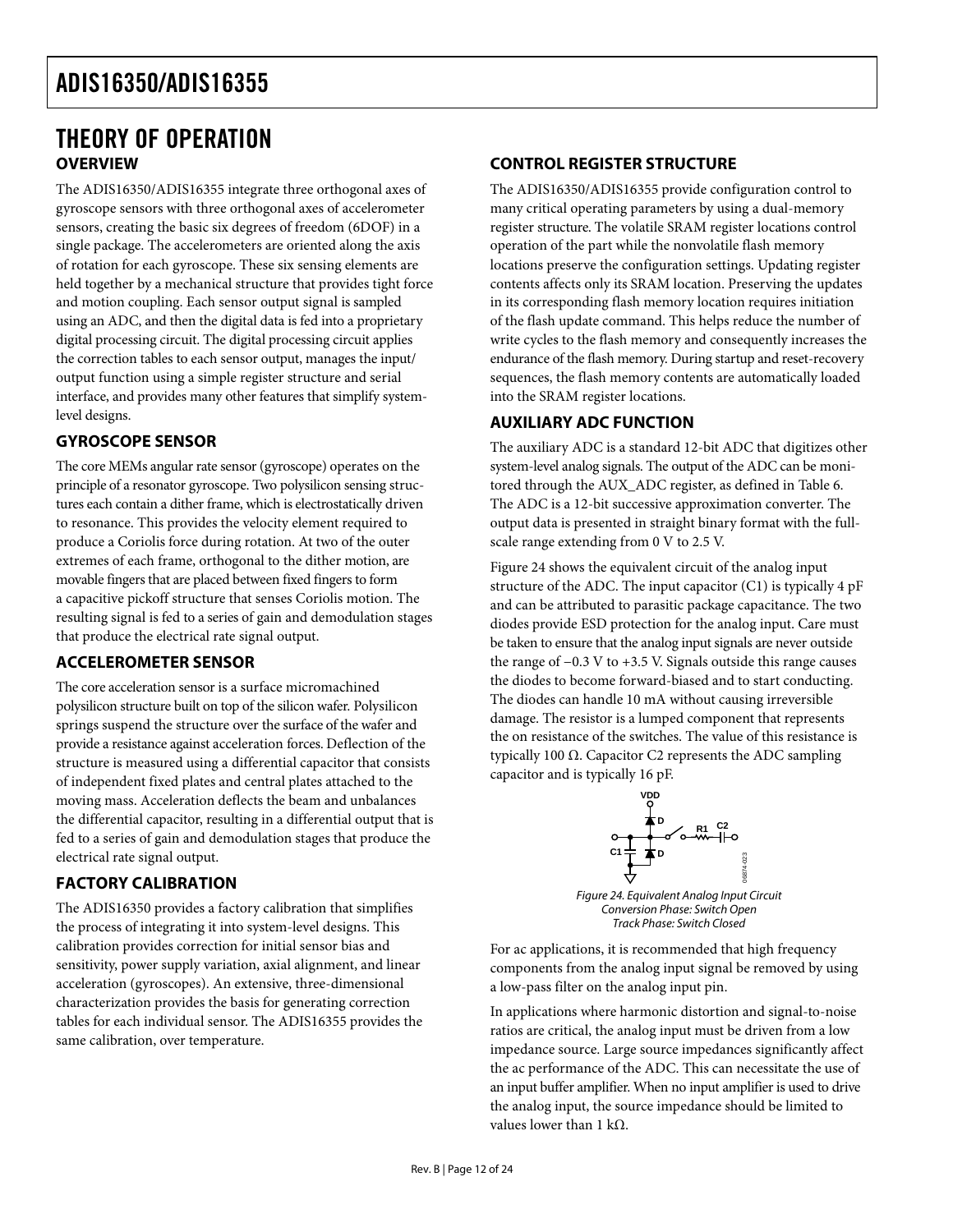# THEORY OF OPERATION

## OVERVIEW

The ADIS16350/ADIS16355 integrate three orthogonal axes of gyroscope sensors with three orthogonal axes of accelerometer sensors, creating the basic six degrees of freedom (6DOF) in a single package. The accelerometers are oriented along the axis of rotation for each gyroscope. These six sensing elements are held together by a mechanical structure that provides tight force and motion coupling. Each sensor output signal is sampled using an ADC, and then the digital data is fed into a proprietary digital processing circuit. The digital processing circuit applies the correction tables to each sensor output, manages the input/output function using a simple register structure and serial interface, and provides many other features that simplify system-level designs.

## GYROSCOPE SENSOR

The core MEMs angular rate sensor (gyroscope) operates on the principle of a resonator gyroscope. Two polysilicon sensing structures each contain a dither frame, which is electrostatically driven to resonance. This provides the velocity element required to produce a Coriolis force during rotation. At two of the outer extremes of each frame, orthogonal to the dither motion, are movable fingers that are placed between fixed fingers to form a capacitive pickoff structure that senses Coriolis motion. The resulting signal is fed to a series of gain and demodulation stages that produce the electrical rate signal output.

## ACCELEROMETER SENSOR

The core acceleration sensor is a surface micromachined polysilicon structure built on top of the silicon wafer. Polysilicon springs suspend the structure over the surface of the wafer and provide a resistance against acceleration forces. Deflection of the structure is measured using a differential capacitor that consists of independent fixed plates and central plates attached to the moving mass. Acceleration deflects the beam and unbalances the differential capacitor, resulting in a differential output that is fed to a series of gain and demodulation stages that produce the electrical rate signal output.

## FACTORY CALIBRATION

The ADIS16350 provides a factory calibration that simplifies the process of integrating it into system-level designs. This calibration provides correction for initial sensor bias and sensitivity, power supply variation, axial alignment, and linear acceleration (gyroscopes). An extensive, three-dimensional characterization provides the basis for generating correction tables for each individual sensor. The ADIS16355 provides the same calibration, over temperature.

## CONTROL REGISTER STRUCTURE

The ADIS16350/ADIS16355 provide configuration control to many critical operating parameters by using a dual-memory register structure. The volatile SRAM register locations control operation of the part while the nonvolatile flash memory locations preserve the configuration settings. Updating register contents affects only its SRAM location. Preserving the updates in its corresponding flash memory location requires initiation of the flash update command. This helps reduce the number of write cycles to the flash memory and consequently increases the endurance of the flash memory. During startup and reset-recovery sequences, the flash memory contents are automatically loaded into the SRAM register locations.

## AUXILIARY ADC FUNCTION

The auxiliary ADC is a standard 12-bit ADC that digitizes other system-level analog signals. The output of the ADC can be monitored through the AUX_ADC register, as defined in Table 6. The ADC is a 12-bit successive approximation converter. The output data is presented in straight binary format with the full-scale range extending from 0 V to 2.5 V.

Figure 24 shows the equivalent circuit of the analog input structure of the ADC. The input capacitor (C1) is typically 4 pF and can be attributed to parasitic package capacitance. The two diodes provide ESD protection for the analog input. Care must be taken to ensure that the analog input signals are never outside the range of −0.3 V to +3.5 V. Signals outside this range causes the diodes to become forward-biased and to start conducting. The diodes can handle 10 mA without causing irreversible damage. The resistor is a lumped component that represents the on resistance of the switches. The value of this resistance is typically 100 Ω. Capacitor C2 represents the ADC sampling capacitor and is typically 16 pF.

*Figure 24. Equivalent Analog Input Circuit Conversion Phase: Switch Open Track Phase: Switch Closed*

For ac applications, it is recommended that high frequency components from the analog input signal be removed by using a low-pass filter on the analog input pin.

In applications where harmonic distortion and signal-to-noise ratios are critical, the analog input must be driven from a low impedance source. Large source impedances significantly affect the ac performance of the ADC. This can necessitate the use of an input buffer amplifier. When no input amplifier is used to drive the analog input, the source impedance should be limited to values lower than 1 kΩ.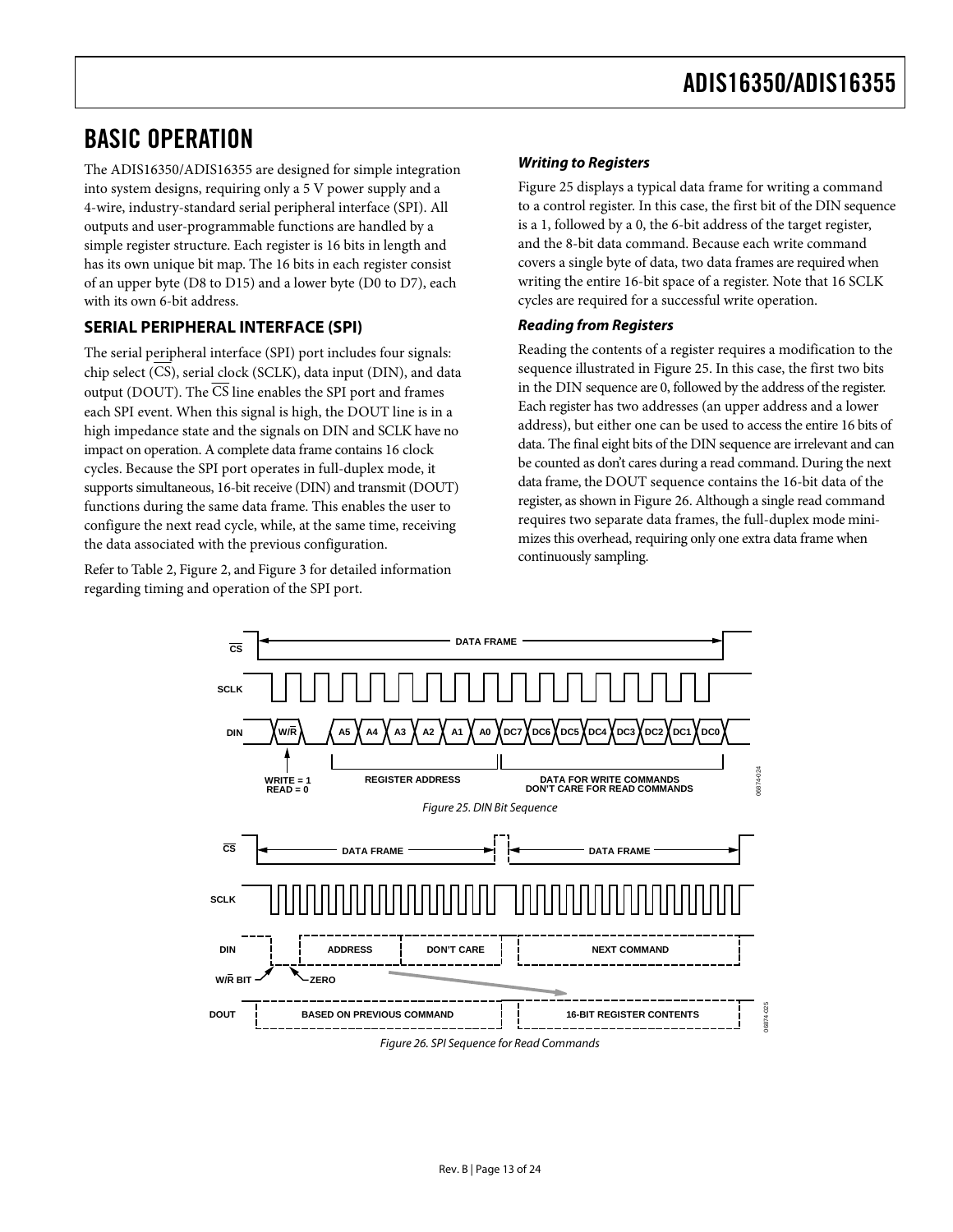# BASIC OPERATION

The ADIS16350/ADIS16355 are designed for simple integration into system designs, requiring only a 5 V power supply and a 4-wire, industry-standard serial peripheral interface (SPI). All outputs and user-programmable functions are handled by a simple register structure. Each register is 16 bits in length and has its own unique bit map. The 16 bits in each register consist of an upper byte (D8 to D15) and a lower byte (D0 to D7), each with its own 6-bit address.

## SERIAL PERIPHERAL INTERFACE (SPI)

The serial peripheral interface (SPI) port includes four signals: chip select ($\overline{CS}$), serial clock (SCLK), data input (DIN), and data output (DOUT). The $\overline{CS}$ line enables the SPI port and frames each SPI event. When this signal is high, the DOUT line is in a high impedance state and the signals on DIN and SCLK have no impact on operation. A complete data frame contains 16 clock cycles. Because the SPI port operates in full-duplex mode, it supports simultaneous, 16-bit receive (DIN) and transmit (DOUT) functions during the same data frame. This enables the user to configure the next read cycle, while, at the same time, receiving the data associated with the previous configuration.

Refer to Table 2, Figure 2, and Figure 3 for detailed information regarding timing and operation of the SPI port.

### *Writing to Registers*

Figure 25 displays a typical data frame for writing a command to a control register. In this case, the first bit of the DIN sequence is a 1, followed by a 0, the 6-bit address of the target register, and the 8-bit data command. Because each write command covers a single byte of data, two data frames are required when writing the entire 16-bit space of a register. Note that 16 SCLK cycles are required for a successful write operation.

### *Reading from Registers*

Reading the contents of a register requires a modification to the sequence illustrated in Figure 25. In this case, the first two bits in the DIN sequence are 0, followed by the address of the register. Each register has two addresses (an upper address and a lower address), but either one can be used to access the entire 16 bits of data. The final eight bits of the DIN sequence are irrelevant and can be counted as don't cares during a read command. During the next data frame, the DOUT sequence contains the 16-bit data of the register, as shown in Figure 26. Although a single read command requires two separate data frames, the full-duplex mode minimizes this overhead, requiring only one extra data frame when continuously sampling.

*Figure 25. DIN Bit Sequence*

*Figure 26. SPI Sequence for Read Commands*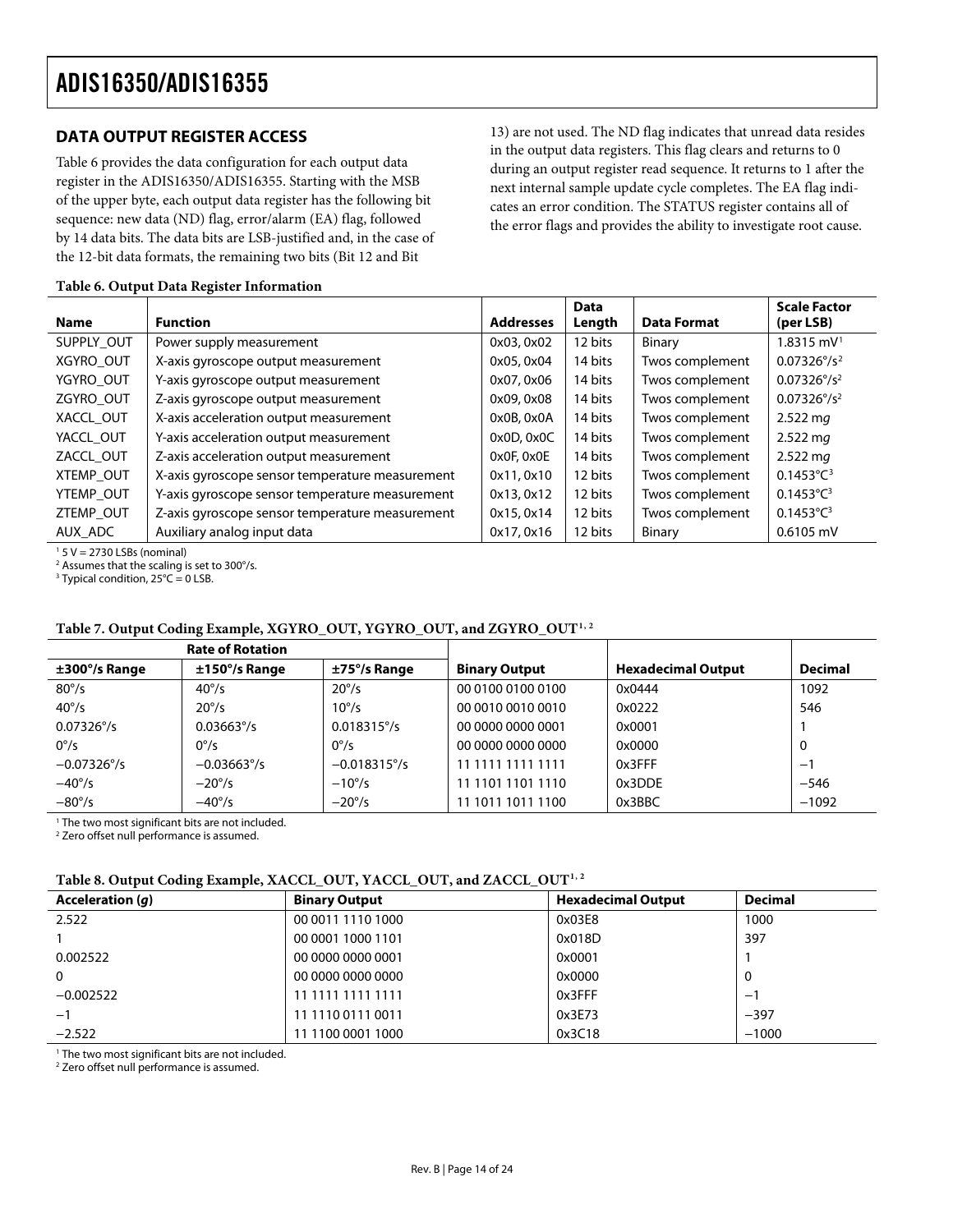## DATA OUTPUT REGISTER ACCESS

Table 6 provides the data configuration for each output data register in the ADIS16350/ADIS16355. Starting with the MSB of the upper byte, each output data register has the following bit sequence: new data (ND) flag, error/alarm (EA) flag, followed by 14 data bits. The data bits are LSB-justified and, in the case of the 12-bit data formats, the remaining two bits (Bit 12 and Bit 13) are not used. The ND flag indicates that unread data resides in the output data registers. This flag clears and returns to 0 during an output register read sequence. It returns to 1 after the next internal sample update cycle completes. The EA flag indicates an error condition. The STATUS register contains all of the error flags and provides the ability to investigate root cause.

**Table 6. Output Data Register Information**

| Name | Function | Addresses | Data Length | Data Format | Scale Factor (per LSB) |
|---|---|---|---|---|---|
| SUPPLY_OUT | Power supply measurement | 0x03, 0x02 | 12 bits | Binary | 1.8315 mV[1] |
| XGYRO_OUT | X-axis gyroscope output measurement | 0x05, 0x04 | 14 bits | Twos complement | 0.07326°/s[2] |
| YGYRO_OUT | Y-axis gyroscope output measurement | 0x07, 0x06 | 14 bits | Twos complement | 0.07326°/s[2] |
| ZGYRO_OUT | Z-axis gyroscope output measurement | 0x09, 0x08 | 14 bits | Twos complement | 0.07326°/s[2] |
| XACCL_OUT | X-axis acceleration output measurement | 0x0B, 0x0A | 14 bits | Twos complement | 2.522 m*g* |
| YACCL_OUT | Y-axis acceleration output measurement | 0x0D, 0x0C | 14 bits | Twos complement | 2.522 m*g* |
| ZACCL_OUT | Z-axis acceleration output measurement | 0x0F, 0x0E | 14 bits | Twos complement | 2.522 m*g* |
| XTEMP_OUT | X-axis gyroscope sensor temperature measurement | 0x11, 0x10 | 12 bits | Twos complement | 0.1453°C[3] |
| YTEMP_OUT | Y-axis gyroscope sensor temperature measurement | 0x13, 0x12 | 12 bits | Twos complement | 0.1453°C[3] |
| ZTEMP_OUT | Z-axis gyroscope sensor temperature measurement | 0x15, 0x14 | 12 bits | Twos complement | 0.1453°C[3] |
| AUX_ADC | Auxiliary analog input data | 0x17, 0x16 | 12 bits | Binary | 0.6105 mV |

[1] 5 V = 2730 LSBs (nominal)
[2] Assumes that the scaling is set to 300°/s.
[3] Typical condition, 25°C = 0 LSB.

**Table 7. Output Coding Example, XGYRO_OUT, YGYRO_OUT, and ZGYRO_OUT[1, 2]**

| Rate of Rotation | | | | | |
|---|---|---|---|---|---|
| ±300°/s Range | ±150°/s Range | ±75°/s Range | Binary Output | Hexadecimal Output | Decimal |
| 80°/s | 40°/s | 20°/s | 00 0100 0100 0100 | 0x0444 | 1092 |
| 40°/s | 20°/s | 10°/s | 00 0010 0010 0010 | 0x0222 | 546 |
| 0.07326°/s | 0.03663°/s | 0.018315°/s | 00 0000 0000 0001 | 0x0001 | 1 |
| 0°/s | 0°/s | 0°/s | 00 0000 0000 0000 | 0x0000 | 0 |
| −0.07326°/s | −0.03663°/s | −0.018315°/s | 11 1111 1111 1111 | 0x3FFF | −1 |
| −40°/s | −20°/s | −10°/s | 11 1101 1101 1110 | 0x3DDE | −546 |
| −80°/s | −40°/s | −20°/s | 11 1011 1011 1100 | 0x3BBC | −1092 |

[1] The two most significant bits are not included.
[2] Zero offset null performance is assumed.

**Table 8. Output Coding Example, XACCL_OUT, YACCL_OUT, and ZACCL_OUT[1, 2]**

| Acceleration (*g*) | Binary Output | Hexadecimal Output | Decimal |
|---|---|---|---|
| 2.522 | 00 0011 1110 1000 | 0x03E8 | 1000 |
| 1 | 00 0001 1000 1101 | 0x018D | 397 |
| 0.002522 | 00 0000 0000 0001 | 0x0001 | 1 |
| 0 | 00 0000 0000 0000 | 0x0000 | 0 |
| −0.002522 | 11 1111 1111 1111 | 0x3FFF | −1 |
| −1 | 11 1110 0111 0011 | 0x3E73 | −397 |
| −2.522 | 11 1100 0001 1000 | 0x3C18 | −1000 |

[1] The two most significant bits are not included.
[2] Zero offset null performance is assumed.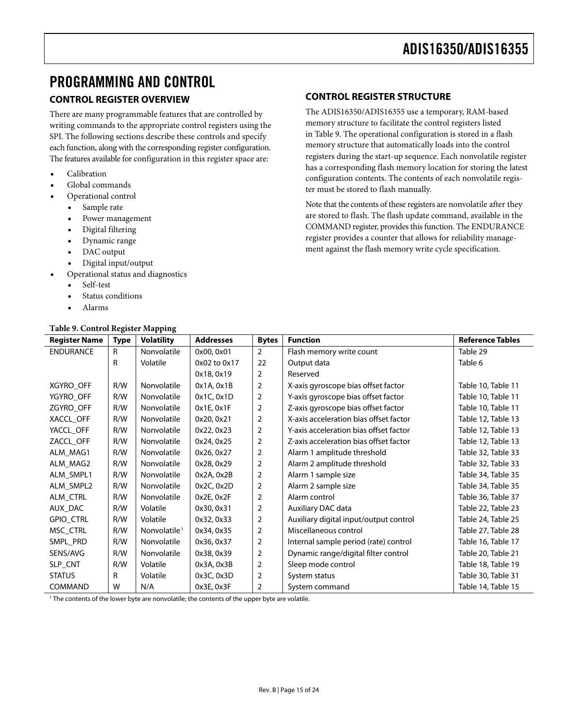# PROGRAMMING AND CONTROL

## CONTROL REGISTER OVERVIEW

There are many programmable features that are controlled by writing commands to the appropriate control registers using the SPI. The following sections describe these controls and specify each function, along with the corresponding register configuration. The features available for configuration in this register space are:

- Calibration
- Global commands
- Operational control
  - Sample rate
  - Power management
  - Digital filtering
  - Dynamic range
  - DAC output
  - Digital input/output
- Operational status and diagnostics
  - Self-test
  - Status conditions
  - Alarms

## CONTROL REGISTER STRUCTURE

The ADIS16350/ADIS16355 use a temporary, RAM-based memory structure to facilitate the control registers listed in Table 9. The operational configuration is stored in a flash memory structure that automatically loads into the control registers during the start-up sequence. Each nonvolatile register has a corresponding flash memory location for storing the latest configuration contents. The contents of each nonvolatile register must be stored to flash manually.

Note that the contents of these registers are nonvolatile after they are stored to flash. The flash update command, available in the COMMAND register, provides this function. The ENDURANCE register provides a counter that allows for reliability management against the flash memory write cycle specification.

**Table 9. Control Register Mapping**

| Register Name | Type | Volatility | Addresses | Bytes | Function | Reference Tables |
|---|---|---|---|---|---|---|
| ENDURANCE | R | Nonvolatile | 0x00, 0x01 | 2 | Flash memory write count | Table 29 |
| | R | Volatile | 0x02 to 0x17 | 22 | Output data | Table 6 |
| | | | 0x18, 0x19 | 2 | Reserved | |
| XGYRO_OFF | R/W | Nonvolatile | 0x1A, 0x1B | 2 | X-axis gyroscope bias offset factor | Table 10, Table 11 |
| YGYRO_OFF | R/W | Nonvolatile | 0x1C, 0x1D | 2 | Y-axis gyroscope bias offset factor | Table 10, Table 11 |
| ZGYRO_OFF | R/W | Nonvolatile | 0x1E, 0x1F | 2 | Z-axis gyroscope bias offset factor | Table 10, Table 11 |
| XACCL_OFF | R/W | Nonvolatile | 0x20, 0x21 | 2 | X-axis acceleration bias offset factor | Table 12, Table 13 |
| YACCL_OFF | R/W | Nonvolatile | 0x22, 0x23 | 2 | Y-axis acceleration bias offset factor | Table 12, Table 13 |
| ZACCL_OFF | R/W | Nonvolatile | 0x24, 0x25 | 2 | Z-axis acceleration bias offset factor | Table 12, Table 13 |
| ALM_MAG1 | R/W | Nonvolatile | 0x26, 0x27 | 2 | Alarm 1 amplitude threshold | Table 32, Table 33 |
| ALM_MAG2 | R/W | Nonvolatile | 0x28, 0x29 | 2 | Alarm 2 amplitude threshold | Table 32, Table 33 |
| ALM_SMPL1 | R/W | Nonvolatile | 0x2A, 0x2B | 2 | Alarm 1 sample size | Table 34, Table 35 |
| ALM_SMPL2 | R/W | Nonvolatile | 0x2C, 0x2D | 2 | Alarm 2 sample size | Table 34, Table 35 |
| ALM_CTRL | R/W | Nonvolatile | 0x2E, 0x2F | 2 | Alarm control | Table 36, Table 37 |
| AUX_DAC | R/W | Volatile | 0x30, 0x31 | 2 | Auxiliary DAC data | Table 22, Table 23 |
| GPIO_CTRL | R/W | Volatile | 0x32, 0x33 | 2 | Auxiliary digital input/output control | Table 24, Table 25 |
| MSC_CTRL | R/W | Nonvolatile[1] | 0x34, 0x35 | 2 | Miscellaneous control | Table 27, Table 28 |
| SMPL_PRD | R/W | Nonvolatile | 0x36, 0x37 | 2 | Internal sample period (rate) control | Table 16, Table 17 |
| SENS/AVG | R/W | Nonvolatile | 0x38, 0x39 | 2 | Dynamic range/digital filter control | Table 20, Table 21 |
| SLP_CNT | R/W | Volatile | 0x3A, 0x3B | 2 | Sleep mode control | Table 18, Table 19 |
| STATUS | R | Volatile | 0x3C, 0x3D | 2 | System status | Table 30, Table 31 |
| COMMAND | W | N/A | 0x3E, 0x3F | 2 | System command | Table 14, Table 15 |

[1] The contents of the lower byte are nonvolatile; the contents of the upper byte are volatile.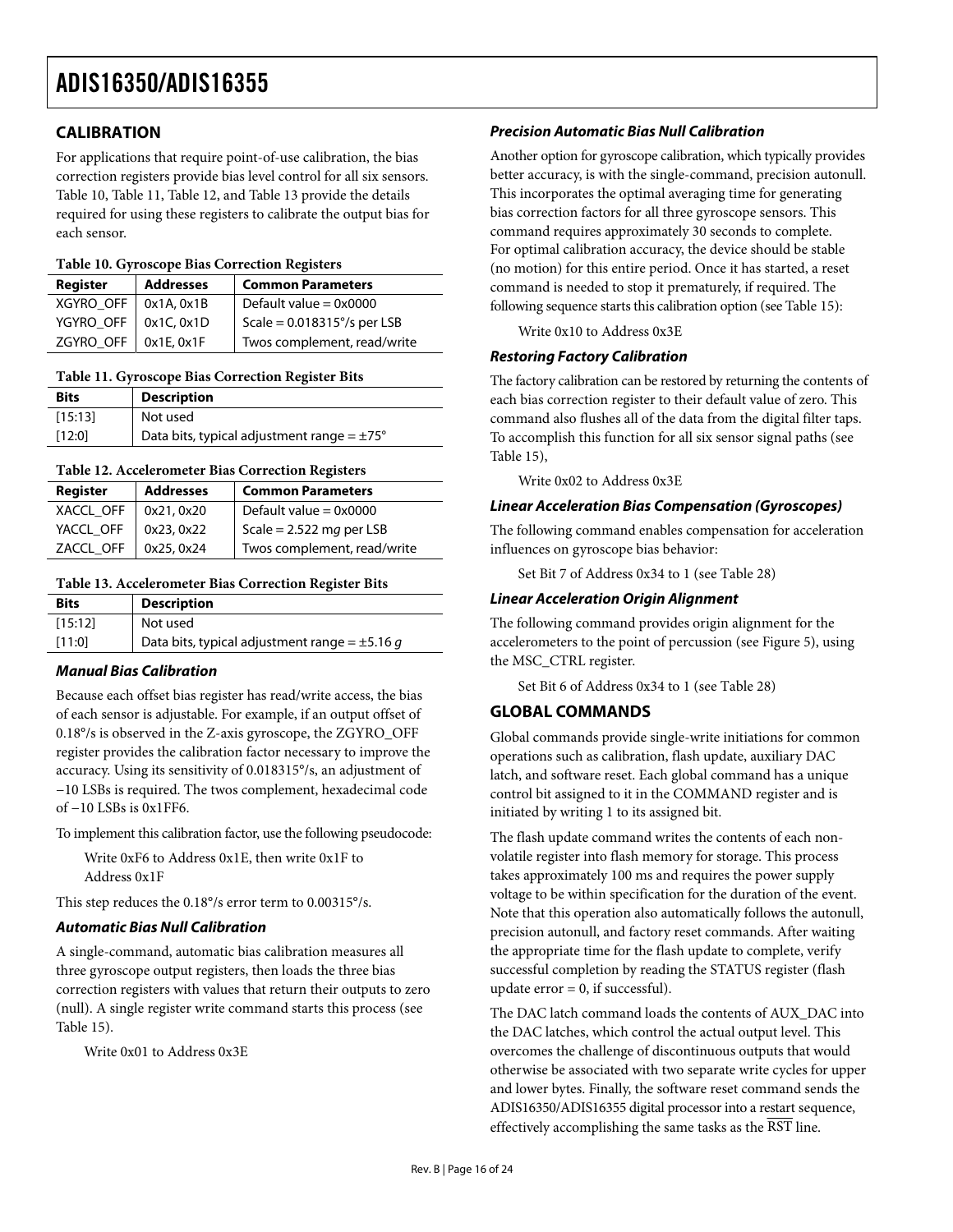## CALIBRATION

For applications that require point-of-use calibration, the bias correction registers provide bias level control for all six sensors. Table 10, Table 11, Table 12, and Table 13 provide the details required for using these registers to calibrate the output bias for each sensor.

**Table 10. Gyroscope Bias Correction Registers**

| Register | Addresses | Common Parameters |
|---|---|---|
| XGYRO_OFF | 0x1A, 0x1B | Default value = 0x0000 |
| YGYRO_OFF | 0x1C, 0x1D | Scale = 0.018315°/s per LSB |
| ZGYRO_OFF | 0x1E, 0x1F | Twos complement, read/write |

**Table 11. Gyroscope Bias Correction Register Bits**

| Bits | Description |
|---|---|
| [15:13] | Not used |
| [12:0] | Data bits, typical adjustment range = ±75° |

**Table 12. Accelerometer Bias Correction Registers**

| Register | Addresses | Common Parameters |
|---|---|---|
| XACCL_OFF | 0x21, 0x20 | Default value = 0x0000 |
| YACCL_OFF | 0x23, 0x22 | Scale = 2.522 m*g* per LSB |
| ZACCL_OFF | 0x25, 0x24 | Twos complement, read/write |

**Table 13. Accelerometer Bias Correction Register Bits**

| Bits | Description |
|---|---|
| [15:12] | Not used |
| [11:0] | Data bits, typical adjustment range = ±5.16 *g* |

### *Manual Bias Calibration*

Because each offset bias register has read/write access, the bias of each sensor is adjustable. For example, if an output offset of 0.18°/s is observed in the Z-axis gyroscope, the ZGYRO_OFF register provides the calibration factor necessary to improve the accuracy. Using its sensitivity of 0.018315°/s, an adjustment of −10 LSBs is required. The twos complement, hexadecimal code of −10 LSBs is 0x1FF6.

To implement this calibration factor, use the following pseudocode:

Write 0xF6 to Address 0x1E, then write 0x1F to Address 0x1F

This step reduces the 0.18°/s error term to 0.00315°/s.

### *Automatic Bias Null Calibration*

A single-command, automatic bias calibration measures all three gyroscope output registers, then loads the three bias correction registers with values that return their outputs to zero (null). A single register write command starts this process (see Table 15).

Write 0x01 to Address 0x3E

### *Precision Automatic Bias Null Calibration*

Another option for gyroscope calibration, which typically provides better accuracy, is with the single-command, precision autonull. This incorporates the optimal averaging time for generating bias correction factors for all three gyroscope sensors. This command requires approximately 30 seconds to complete. For optimal calibration accuracy, the device should be stable (no motion) for this entire period. Once it has started, a reset command is needed to stop it prematurely, if required. The following sequence starts this calibration option (see Table 15):

Write 0x10 to Address 0x3E

### *Restoring Factory Calibration*

The factory calibration can be restored by returning the contents of each bias correction register to their default value of zero. This command also flushes all of the data from the digital filter taps. To accomplish this function for all six sensor signal paths (see Table 15),

Write 0x02 to Address 0x3E

### *Linear Acceleration Bias Compensation (Gyroscopes)*

The following command enables compensation for acceleration influences on gyroscope bias behavior:

Set Bit 7 of Address 0x34 to 1 (see Table 28)

### *Linear Acceleration Origin Alignment*

The following command provides origin alignment for the accelerometers to the point of percussion (see Figure 5), using the MSC_CTRL register.

Set Bit 6 of Address 0x34 to 1 (see Table 28)

## GLOBAL COMMANDS

Global commands provide single-write initiations for common operations such as calibration, flash update, auxiliary DAC latch, and software reset. Each global command has a unique control bit assigned to it in the COMMAND register and is initiated by writing 1 to its assigned bit.

The flash update command writes the contents of each non-volatile register into flash memory for storage. This process takes approximately 100 ms and requires the power supply voltage to be within specification for the duration of the event. Note that this operation also automatically follows the autonull, precision autonull, and factory reset commands. After waiting the appropriate time for the flash update to complete, verify successful completion by reading the STATUS register (flash update error = 0, if successful).

The DAC latch command loads the contents of AUX_DAC into the DAC latches, which control the actual output level. This overcomes the challenge of discontinuous outputs that would otherwise be associated with two separate write cycles for upper and lower bytes. Finally, the software reset command sends the ADIS16350/ADIS16355 digital processor into a restart sequence, effectively accomplishing the same tasks as the $\overline{\text{RST}}$ line.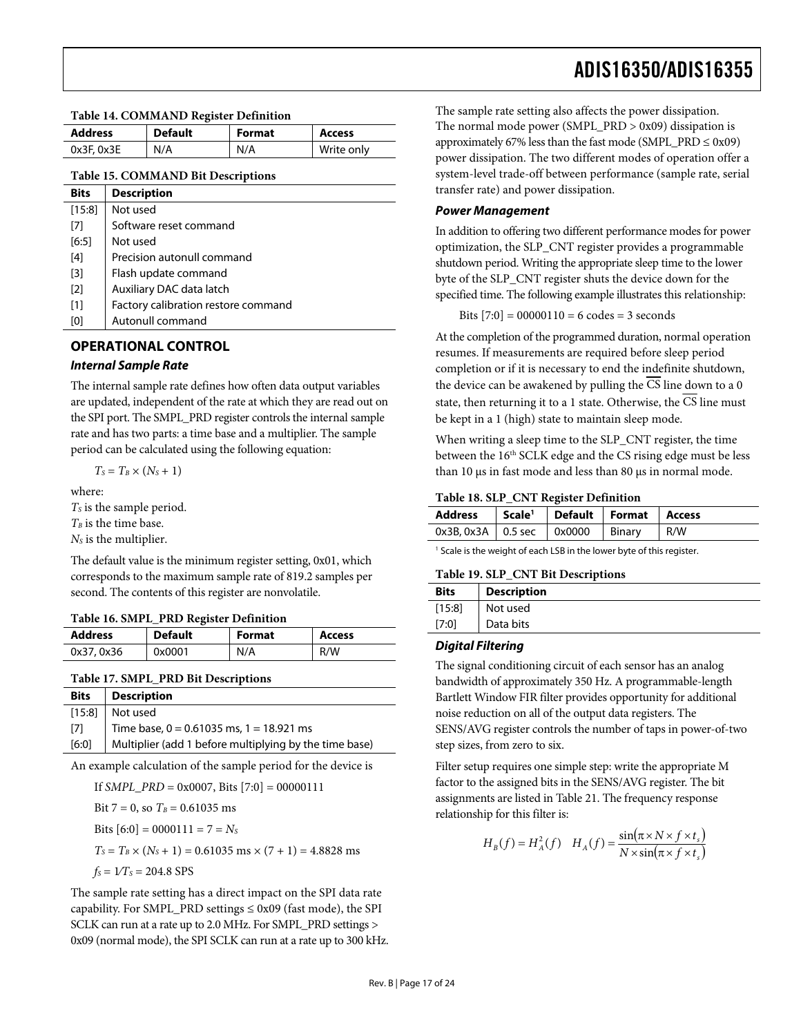**Table 14. COMMAND Register Definition**

| Address | Default | Format | Access |
|---|---|---|---|
| 0x3F, 0x3E | N/A | N/A | Write only |

**Table 15. COMMAND Bit Descriptions**

| Bits | Description |
|---|---|
| [15:8] | Not used |
| [7] | Software reset command |
| [6:5] | Not used |
| [4] | Precision autonull command |
| [3] | Flash update command |
| [2] | Auxiliary DAC data latch |
| [1] | Factory calibration restore command |
| [0] | Autonull command |

## OPERATIONAL CONTROL

### Internal Sample Rate

The internal sample rate defines how often data output variables are updated, independent of the rate at which they are read out on the SPI port. The SMPL_PRD register controls the internal sample rate and has two parts: a time base and a multiplier. The sample period can be calculated using the following equation:

$$T_S = T_B \times (N_S + 1)$$

where:
$T_S$ is the sample period.
$T_B$ is the time base.
$N_S$ is the multiplier.

The default value is the minimum register setting, 0x01, which corresponds to the maximum sample rate of 819.2 samples per second. The contents of this register are nonvolatile.

**Table 16. SMPL_PRD Register Definition**

| Address | Default | Format | Access |
|---|---|---|---|
| 0x37, 0x36 | 0x0001 | N/A | R/W |

**Table 17. SMPL_PRD Bit Descriptions**

| Bits | Description |
|---|---|
| [15:8] | Not used |
| [7] | Time base, 0 = 0.61035 ms, 1 = 18.921 ms |
| [6:0] | Multiplier (add 1 before multiplying by the time base) |

An example calculation of the sample period for the device is

If *SMPL_PRD* = 0x0007, Bits [7:0] = 00000111

Bit 7 = 0, so $T_B$ = 0.61035 ms

Bits [6:0] = 0000111 = 7 = $N_S$

$T_S = T_B \times (N_S + 1) = 0.61035 \text{ ms} \times (7 + 1) = 4.8828 \text{ ms}$

$f_S = 1/T_S = 204.8$ SPS

The sample rate setting has a direct impact on the SPI data rate capability. For SMPL_PRD settings ≤ 0x09 (fast mode), the SPI SCLK can run at a rate up to 2.0 MHz. For SMPL_PRD settings > 0x09 (normal mode), the SPI SCLK can run at a rate up to 300 kHz.

The sample rate setting also affects the power dissipation. The normal mode power (SMPL_PRD > 0x09) dissipation is approximately 67% less than the fast mode (SMPL_PRD ≤ 0x09) power dissipation. The two different modes of operation offer a system-level trade-off between performance (sample rate, serial transfer rate) and power dissipation.

### Power Management

In addition to offering two different performance modes for power optimization, the SLP_CNT register provides a programmable shutdown period. Writing the appropriate sleep time to the lower byte of the SLP_CNT register shuts the device down for the specified time. The following example illustrates this relationship:

Bits [7:0] = 00000110 = 6 codes = 3 seconds

At the completion of the programmed duration, normal operation resumes. If measurements are required before sleep period completion or if it is necessary to end the indefinite shutdown, the device can be awakened by pulling the $\overline{\text{CS}}$ line down to a 0 state, then returning it to a 1 state. Otherwise, the $\overline{\text{CS}}$ line must be kept in a 1 (high) state to maintain sleep mode.

When writing a sleep time to the SLP_CNT register, the time between the 16th SCLK edge and the CS rising edge must be less than 10 µs in fast mode and less than 80 µs in normal mode.

**Table 18. SLP_CNT Register Definition**

| Address | Scale[1] | Default | Format | Access |
|---|---|---|---|---|
| 0x3B, 0x3A | 0.5 sec | 0x0000 | Binary | R/W |

[1] Scale is the weight of each LSB in the lower byte of this register.

**Table 19. SLP_CNT Bit Descriptions**

| Bits | Description |
|---|---|
| [15:8] | Not used |
| [7:0] | Data bits |

### Digital Filtering

The signal conditioning circuit of each sensor has an analog bandwidth of approximately 350 Hz. A programmable-length Bartlett Window FIR filter provides opportunity for additional noise reduction on all of the output data registers. The SENS/AVG register controls the number of taps in power-of-two step sizes, from zero to six.

Filter setup requires one simple step: write the appropriate M factor to the assigned bits in the SENS/AVG register. The bit assignments are listed in Table 21. The frequency response relationship for this filter is:

$$H_B(f) = H_A^2(f) \quad H_A(f) = \frac{\sin(\pi \times N \times f \times t_s)}{N \times \sin(\pi \times f \times t_s)}$$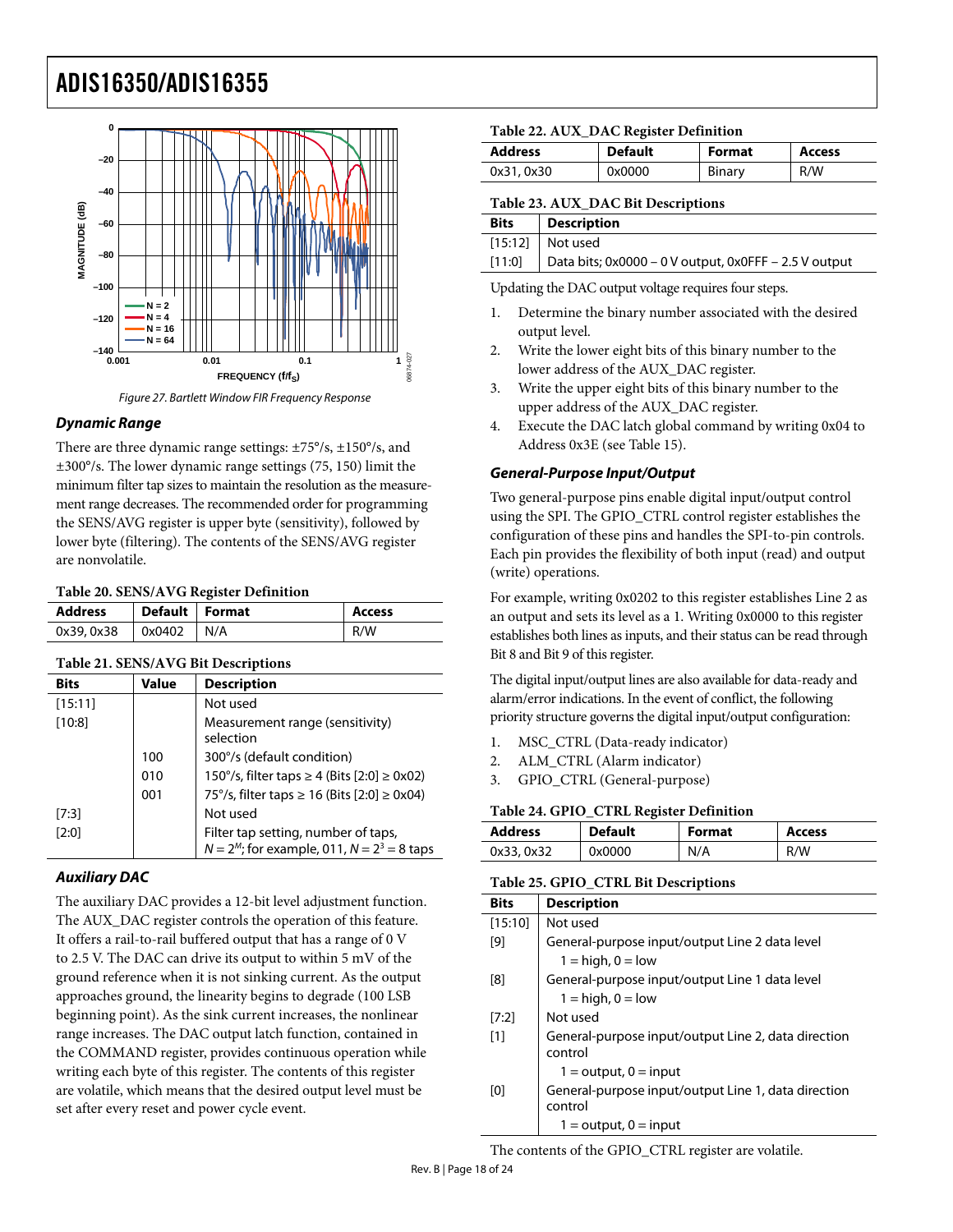Figure 27. Bartlett Window FIR Frequency Response

### Dynamic Range

There are three dynamic range settings: ±75°/s, ±150°/s, and ±300°/s. The lower dynamic range settings (75, 150) limit the minimum filter tap sizes to maintain the resolution as the measurement range decreases. The recommended order for programming the SENS/AVG register is upper byte (sensitivity), followed by lower byte (filtering). The contents of the SENS/AVG register are nonvolatile.

**Table 20. SENS/AVG Register Definition**

| Address | Default | Format | Access |
|---|---|---|---|
| 0x39, 0x38 | 0x0402 | N/A | R/W |

**Table 21. SENS/AVG Bit Descriptions**

| Bits | Value | Description |
|---|---|---|
| [15:11] | | Not used |
| [10:8] | | Measurement range (sensitivity) selection |
| | 100 | 300°/s (default condition) |
| | 010 | 150°/s, filter taps ≥ 4 (Bits [2:0] ≥ 0x02) |
| | 001 | 75°/s, filter taps ≥ 16 (Bits [2:0] ≥ 0x04) |
| [7:3] | | Not used |
| [2:0] | | Filter tap setting, number of taps, $N = 2^M$; for example, 011, $N = 2^3 = 8$ taps |

### Auxiliary DAC

The auxiliary DAC provides a 12-bit level adjustment function. The AUX_DAC register controls the operation of this feature. It offers a rail-to-rail buffered output that has a range of 0 V to 2.5 V. The DAC can drive its output to within 5 mV of the ground reference when it is not sinking current. As the output approaches ground, the linearity begins to degrade (100 LSB beginning point). As the sink current increases, the nonlinear range increases. The DAC output latch function, contained in the COMMAND register, provides continuous operation while writing each byte of this register. The contents of this register are volatile, which means that the desired output level must be set after every reset and power cycle event.

**Table 22. AUX_DAC Register Definition**

| Address | Default | Format | Access |
|---|---|---|---|
| 0x31, 0x30 | 0x0000 | Binary | R/W |

**Table 23. AUX_DAC Bit Descriptions**

| Bits | Description |
|---|---|
| [15:12] | Not used |
| [11:0] | Data bits; 0x0000 – 0 V output, 0x0FFF – 2.5 V output |

Updating the DAC output voltage requires four steps.

1. Determine the binary number associated with the desired output level.
2. Write the lower eight bits of this binary number to the lower address of the AUX_DAC register.
3. Write the upper eight bits of this binary number to the upper address of the AUX_DAC register.
4. Execute the DAC latch global command by writing 0x04 to Address 0x3E (see Table 15).

### General-Purpose Input/Output

Two general-purpose pins enable digital input/output control using the SPI. The GPIO_CTRL control register establishes the configuration of these pins and handles the SPI-to-pin controls. Each pin provides the flexibility of both input (read) and output (write) operations.

For example, writing 0x0202 to this register establishes Line 2 as an output and sets its level as a 1. Writing 0x0000 to this register establishes both lines as inputs, and their status can be read through Bit 8 and Bit 9 of this register.

The digital input/output lines are also available for data-ready and alarm/error indications. In the event of conflict, the following priority structure governs the digital input/output configuration:

1. MSC_CTRL (Data-ready indicator)
2. ALM_CTRL (Alarm indicator)
3. GPIO_CTRL (General-purpose)

**Table 24. GPIO_CTRL Register Definition**

| Address | Default | Format | Access |
|---|---|---|---|
| 0x33, 0x32 | 0x0000 | N/A | R/W |

**Table 25. GPIO_CTRL Bit Descriptions**

| Bits | Description |
|---|---|
| [15:10] | Not used |
| [9] | General-purpose input/output Line 2 data level<br>1 = high, 0 = low |
| [8] | General-purpose input/output Line 1 data level<br>1 = high, 0 = low |
| [7:2] | Not used |
| [1] | General-purpose input/output Line 2, data direction control<br>1 = output, 0 = input |
| [0] | General-purpose input/output Line 1, data direction control<br>1 = output, 0 = input |

The contents of the GPIO_CTRL register are volatile.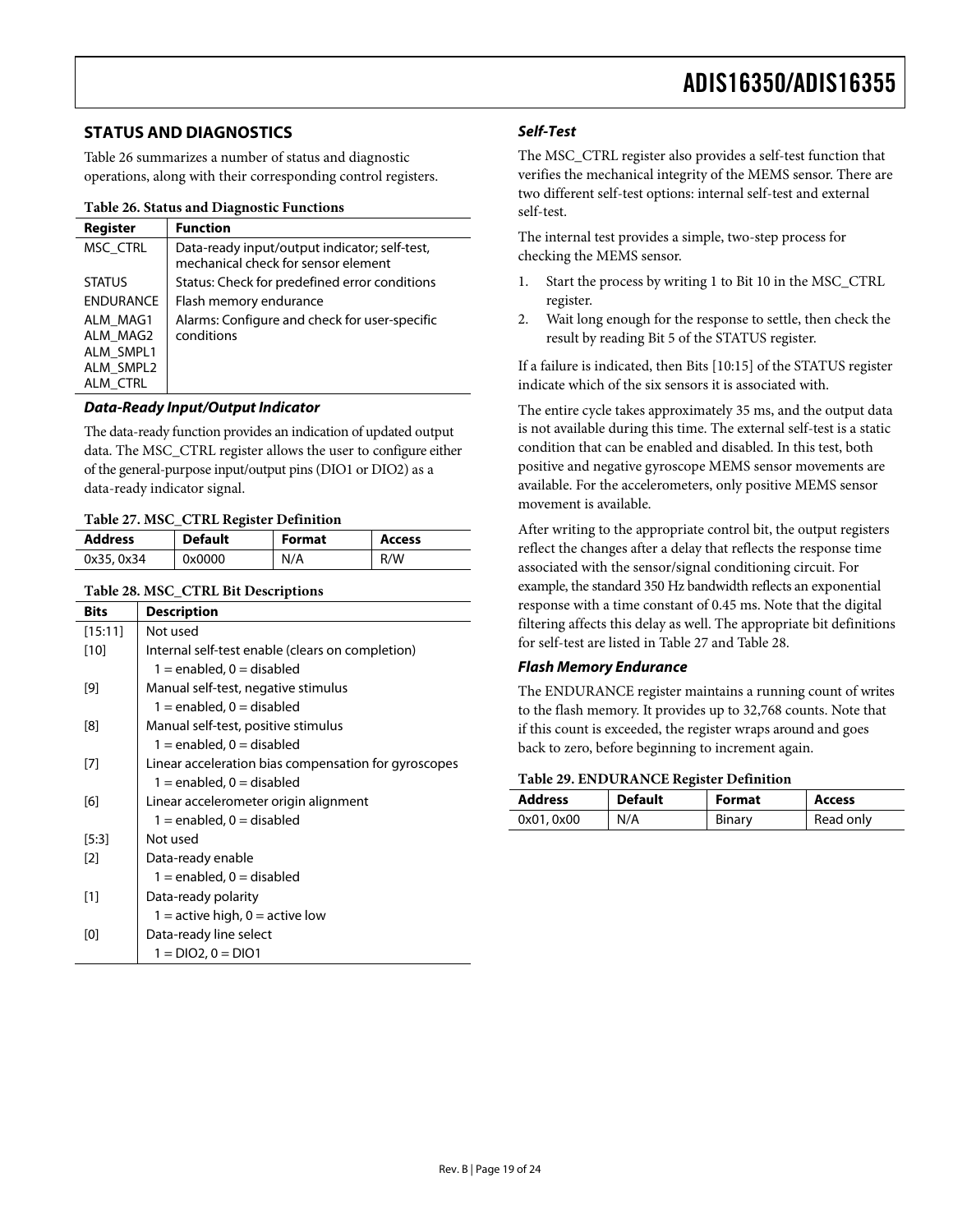## STATUS AND DIAGNOSTICS

Table 26 summarizes a number of status and diagnostic operations, along with their corresponding control registers.

**Table 26. Status and Diagnostic Functions**

| Register | Function |
|---|---|
| MSC_CTRL | Data-ready input/output indicator; self-test, mechanical check for sensor element |
| STATUS | Status: Check for predefined error conditions |
| ENDURANCE | Flash memory endurance |
| ALM_MAG1 ALM_MAG2 ALM_SMPL1 ALM_SMPL2 ALM_CTRL | Alarms: Configure and check for user-specific conditions |

### *Data-Ready Input/Output Indicator*

The data-ready function provides an indication of updated output data. The MSC_CTRL register allows the user to configure either of the general-purpose input/output pins (DIO1 or DIO2) as a data-ready indicator signal.

**Table 27. MSC_CTRL Register Definition**

| Address | Default | Format | Access |
|---|---|---|---|
| 0x35, 0x34 | 0x0000 | N/A | R/W |

**Table 28. MSC_CTRL Bit Descriptions**

| Bits | Description |
|---|---|
| [15:11] | Not used |
| [10] | Internal self-test enable (clears on completion) |
| | 1 = enabled, 0 = disabled |
| [9] | Manual self-test, negative stimulus |
| | 1 = enabled, 0 = disabled |
| [8] | Manual self-test, positive stimulus |
| | 1 = enabled, 0 = disabled |
| [7] | Linear acceleration bias compensation for gyroscopes |
| | 1 = enabled, 0 = disabled |
| [6] | Linear accelerometer origin alignment |
| | 1 = enabled, 0 = disabled |
| [5:3] | Not used |
| [2] | Data-ready enable |
| | 1 = enabled, 0 = disabled |
| [1] | Data-ready polarity |
| | 1 = active high, 0 = active low |
| [0] | Data-ready line select |
| | 1 = DIO2, 0 = DIO1 |

### *Self-Test*

The MSC_CTRL register also provides a self-test function that verifies the mechanical integrity of the MEMS sensor. There are two different self-test options: internal self-test and external self-test.

The internal test provides a simple, two-step process for checking the MEMS sensor.

1. Start the process by writing 1 to Bit 10 in the MSC_CTRL register.
2. Wait long enough for the response to settle, then check the result by reading Bit 5 of the STATUS register.

If a failure is indicated, then Bits [10:15] of the STATUS register indicate which of the six sensors it is associated with.

The entire cycle takes approximately 35 ms, and the output data is not available during this time. The external self-test is a static condition that can be enabled and disabled. In this test, both positive and negative gyroscope MEMS sensor movements are available. For the accelerometers, only positive MEMS sensor movement is available.

After writing to the appropriate control bit, the output registers reflect the changes after a delay that reflects the response time associated with the sensor/signal conditioning circuit. For example, the standard 350 Hz bandwidth reflects an exponential response with a time constant of 0.45 ms. Note that the digital filtering affects this delay as well. The appropriate bit definitions for self-test are listed in Table 27 and Table 28.

### *Flash Memory Endurance*

The ENDURANCE register maintains a running count of writes to the flash memory. It provides up to 32,768 counts. Note that if this count is exceeded, the register wraps around and goes back to zero, before beginning to increment again.

**Table 29. ENDURANCE Register Definition**

| Address | Default | Format | Access |
|---|---|---|---|
| 0x01, 0x00 | N/A | Binary | Read only |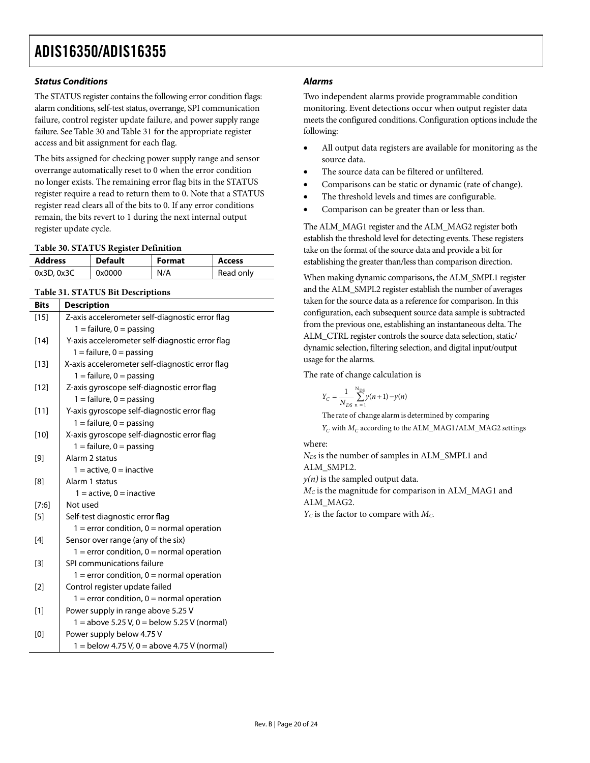### Status Conditions

The STATUS register contains the following error condition flags: alarm conditions, self-test status, overrange, SPI communication failure, control register update failure, and power supply range failure. See Table 30 and Table 31 for the appropriate register access and bit assignment for each flag.

The bits assigned for checking power supply range and sensor overrange automatically reset to 0 when the error condition no longer exists. The remaining error flag bits in the STATUS register require a read to return them to 0. Note that a STATUS register read clears all of the bits to 0. If any error conditions remain, the bits revert to 1 during the next internal output register update cycle.

**Table 30. STATUS Register Definition**

| Address | Default | Format | Access |
|---|---|---|---|
| 0x3D, 0x3C | 0x0000 | N/A | Read only |

**Table 31. STATUS Bit Descriptions**

| Bits | Description |
|---|---|
| [15] | Z-axis accelerometer self-diagnostic error flag<br>1 = failure, 0 = passing |
| [14] | Y-axis accelerometer self-diagnostic error flag<br>1 = failure, 0 = passing |
| [13] | X-axis accelerometer self-diagnostic error flag<br>1 = failure, 0 = passing |
| [12] | Z-axis gyroscope self-diagnostic error flag<br>1 = failure, 0 = passing |
| [11] | Y-axis gyroscope self-diagnostic error flag<br>1 = failure, 0 = passing |
| [10] | X-axis gyroscope self-diagnostic error flag<br>1 = failure, 0 = passing |
| [9] | Alarm 2 status<br>1 = active, 0 = inactive |
| [8] | Alarm 1 status<br>1 = active, 0 = inactive |
| [7:6] | Not used |
| [5] | Self-test diagnostic error flag<br>1 = error condition, 0 = normal operation |
| [4] | Sensor over range (any of the six)<br>1 = error condition, 0 = normal operation |
| [3] | SPI communications failure<br>1 = error condition, 0 = normal operation |
| [2] | Control register update failed<br>1 = error condition, 0 = normal operation |
| [1] | Power supply in range above 5.25 V<br>1 = above 5.25 V, 0 = below 5.25 V (normal) |
| [0] | Power supply below 4.75 V<br>1 = below 4.75 V, 0 = above 4.75 V (normal) |

### Alarms

Two independent alarms provide programmable condition monitoring. Event detections occur when output register data meets the configured conditions. Configuration options include the following:

- All output data registers are available for monitoring as the source data.
- The source data can be filtered or unfiltered.
- Comparisons can be static or dynamic (rate of change).
- The threshold levels and times are configurable.
- Comparison can be greater than or less than.

The ALM_MAG1 register and the ALM_MAG2 register both establish the threshold level for detecting events. These registers take on the format of the source data and provide a bit for establishing the greater than/less than comparison direction.

When making dynamic comparisons, the ALM_SMPL1 register and the ALM_SMPL2 register establish the number of averages taken for the source data as a reference for comparison. In this configuration, each subsequent source data sample is subtracted from the previous one, establishing an instantaneous delta. The ALM_CTRL register controls the source data selection, static/dynamic selection, filtering selection, and digital input/output usage for the alarms.

The rate of change calculation is

$$Y_C = \frac{1}{N_{DS}} \sum_{n=1}^{N_{DS}} y(n+1) - y(n)$$

The rate of change alarm is determined by comparing $Y_C$ with $M_C$ according to the ALM_MAG1/ALM_MAG2 settings

where:
$N_{DS}$ is the number of samples in ALM_SMPL1 and ALM_SMPL2.
$y(n)$ is the sampled output data.
$M_C$ is the magnitude for comparison in ALM_MAG1 and ALM_MAG2.
$Y_C$ is the factor to compare with $M_C$.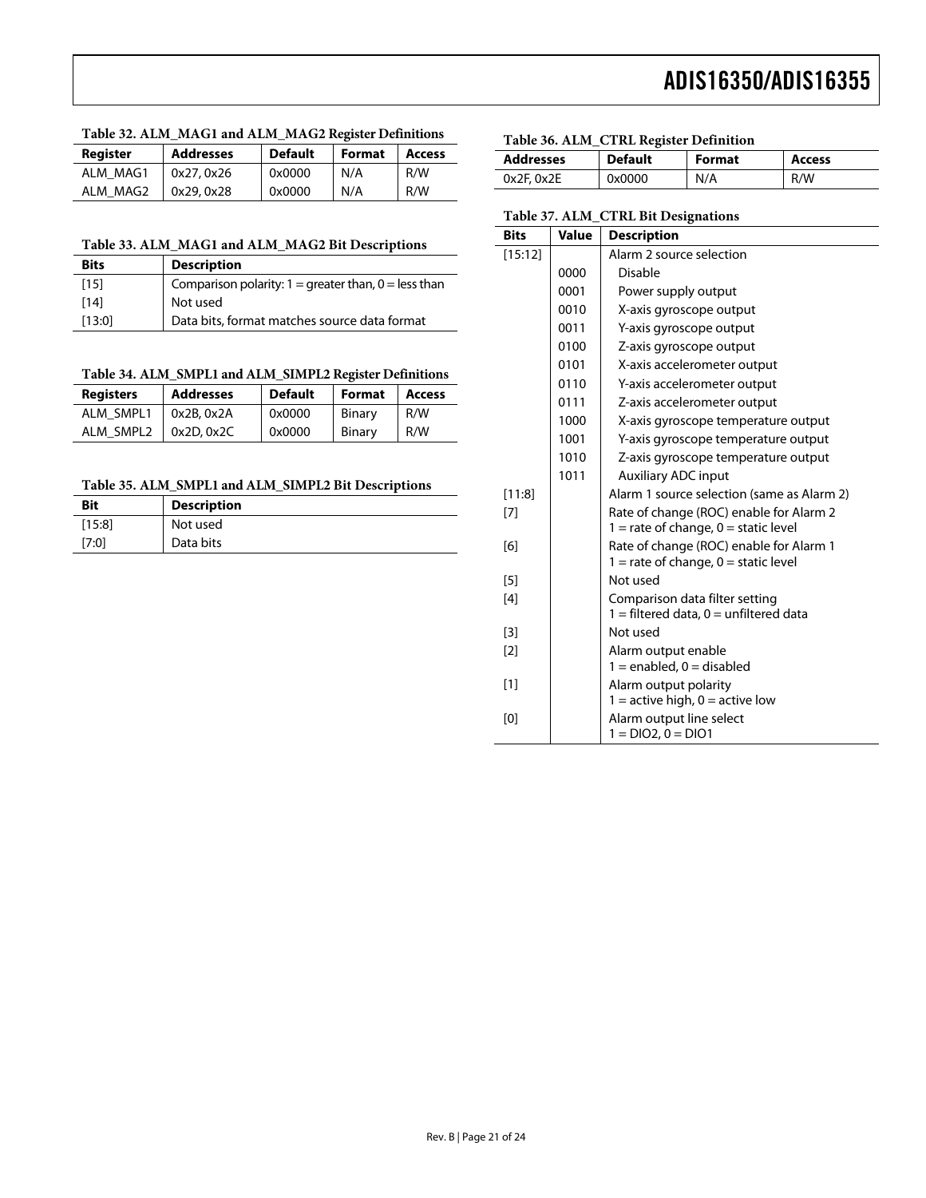**Table 32. ALM_MAG1 and ALM_MAG2 Register Definitions**

| Register | Addresses | Default | Format | Access |
|---|---|---|---|---|
| ALM_MAG1 | 0x27, 0x26 | 0x0000 | N/A | R/W |
| ALM_MAG2 | 0x29, 0x28 | 0x0000 | N/A | R/W |

**Table 33. ALM_MAG1 and ALM_MAG2 Bit Descriptions**

| Bits | Description |
|---|---|
| [15] | Comparison polarity: 1 = greater than, 0 = less than |
| [14] | Not used |
| [13:0] | Data bits, format matches source data format |

**Table 34. ALM_SMPL1 and ALM_SIMPL2 Register Definitions**

| Registers | Addresses | Default | Format | Access |
|---|---|---|---|---|
| ALM_SMPL1 | 0x2B, 0x2A | 0x0000 | Binary | R/W |
| ALM_SMPL2 | 0x2D, 0x2C | 0x0000 | Binary | R/W |

**Table 35. ALM_SMPL1 and ALM_SIMPL2 Bit Descriptions**

| Bit | Description |
|---|---|
| [15:8] | Not used |
| [7:0] | Data bits |

**Table 36. ALM_CTRL Register Definition**

| Addresses | Default | Format | Access |
|---|---|---|---|
| 0x2F, 0x2E | 0x0000 | N/A | R/W |

**Table 37. ALM_CTRL Bit Designations**

| Bits | Value | Description |
|---|---|---|
| [15:12] | | Alarm 2 source selection |
| | 0000 | Disable |
| | 0001 | Power supply output |
| | 0010 | X-axis gyroscope output |
| | 0011 | Y-axis gyroscope output |
| | 0100 | Z-axis gyroscope output |
| | 0101 | X-axis accelerometer output |
| | 0110 | Y-axis accelerometer output |
| | 0111 | Z-axis accelerometer output |
| | 1000 | X-axis gyroscope temperature output |
| | 1001 | Y-axis gyroscope temperature output |
| | 1010 | Z-axis gyroscope temperature output |
| | 1011 | Auxiliary ADC input |
| [11:8] | | Alarm 1 source selection (same as Alarm 2) |
| [7] | | Rate of change (ROC) enable for Alarm 2<br>1 = rate of change, 0 = static level |
| [6] | | Rate of change (ROC) enable for Alarm 1<br>1 = rate of change, 0 = static level |
| [5] | | Not used |
| [4] | | Comparison data filter setting<br>1 = filtered data, 0 = unfiltered data |
| [3] | | Not used |
| [2] | | Alarm output enable<br>1 = enabled, 0 = disabled |
| [1] | | Alarm output polarity<br>1 = active high, 0 = active low |
| [0] | | Alarm output line select<br>1 = DIO2, 0 = DIO1 |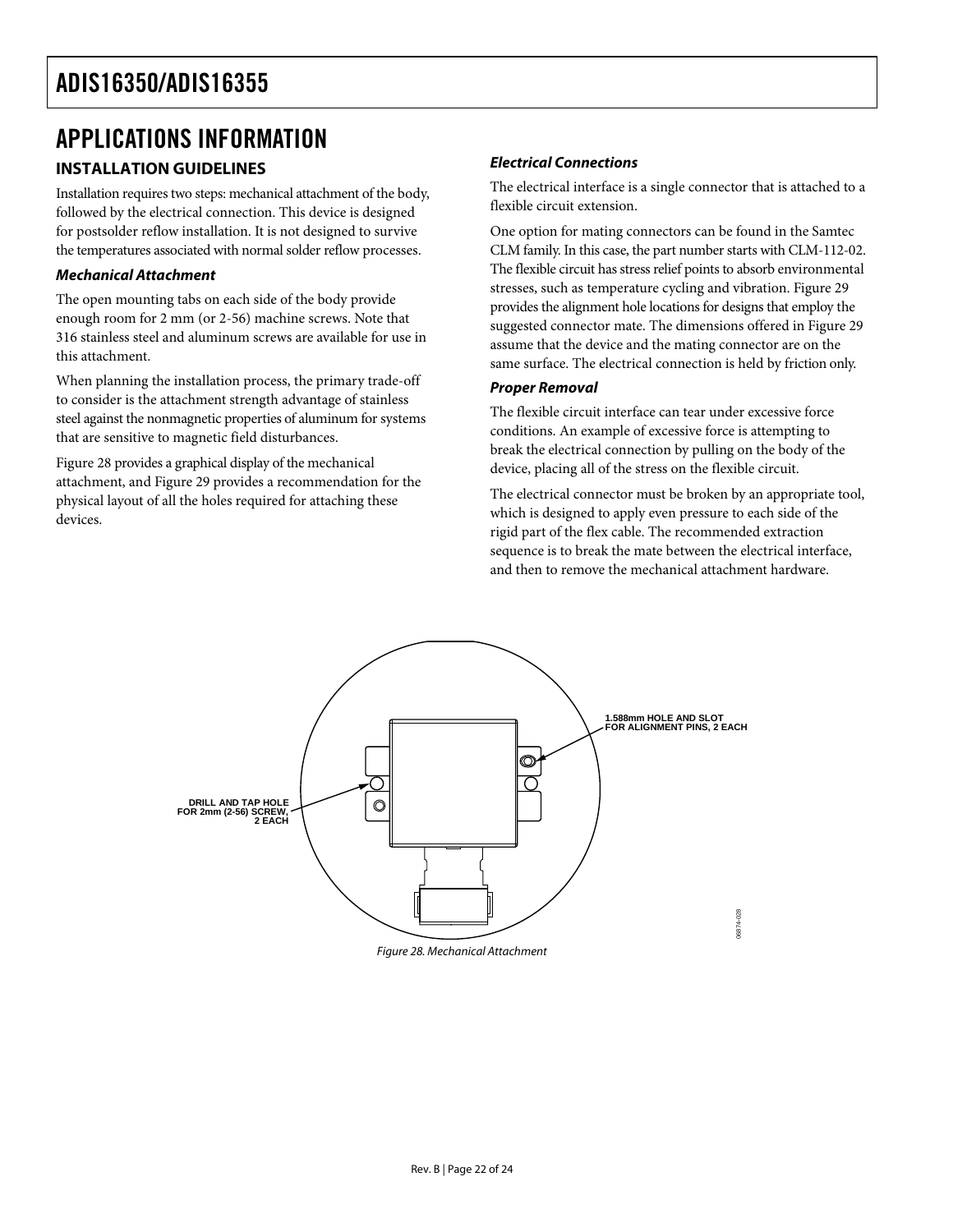## APPLICATIONS INFORMATION

### INSTALLATION GUIDELINES

Installation requires two steps: mechanical attachment of the body, followed by the electrical connection. This device is designed for postsolder reflow installation. It is not designed to survive the temperatures associated with normal solder reflow processes.

#### *Mechanical Attachment*

The open mounting tabs on each side of the body provide enough room for 2 mm (or 2-56) machine screws. Note that 316 stainless steel and aluminum screws are available for use in this attachment.

When planning the installation process, the primary trade-off to consider is the attachment strength advantage of stainless steel against the nonmagnetic properties of aluminum for systems that are sensitive to magnetic field disturbances.

Figure 28 provides a graphical display of the mechanical attachment, and Figure 29 provides a recommendation for the physical layout of all the holes required for attaching these devices.

#### *Electrical Connections*

The electrical interface is a single connector that is attached to a flexible circuit extension.

One option for mating connectors can be found in the Samtec CLM family. In this case, the part number starts with CLM-112-02. The flexible circuit has stress relief points to absorb environmental stresses, such as temperature cycling and vibration. Figure 29 provides the alignment hole locations for designs that employ the suggested connector mate. The dimensions offered in Figure 29 assume that the device and the mating connector are on the same surface. The electrical connection is held by friction only.

#### *Proper Removal*

The flexible circuit interface can tear under excessive force conditions. An example of excessive force is attempting to break the electrical connection by pulling on the body of the device, placing all of the stress on the flexible circuit.

The electrical connector must be broken by an appropriate tool, which is designed to apply even pressure to each side of the rigid part of the flex cable. The recommended extraction sequence is to break the mate between the electrical interface, and then to remove the mechanical attachment hardware.

DRILL AND TAP HOLE FOR 2mm (2-56) SCREW, 2 EACH

1.588mm HOLE AND SLOT FOR ALIGNMENT PINS, 2 EACH

*Figure 28. Mechanical Attachment*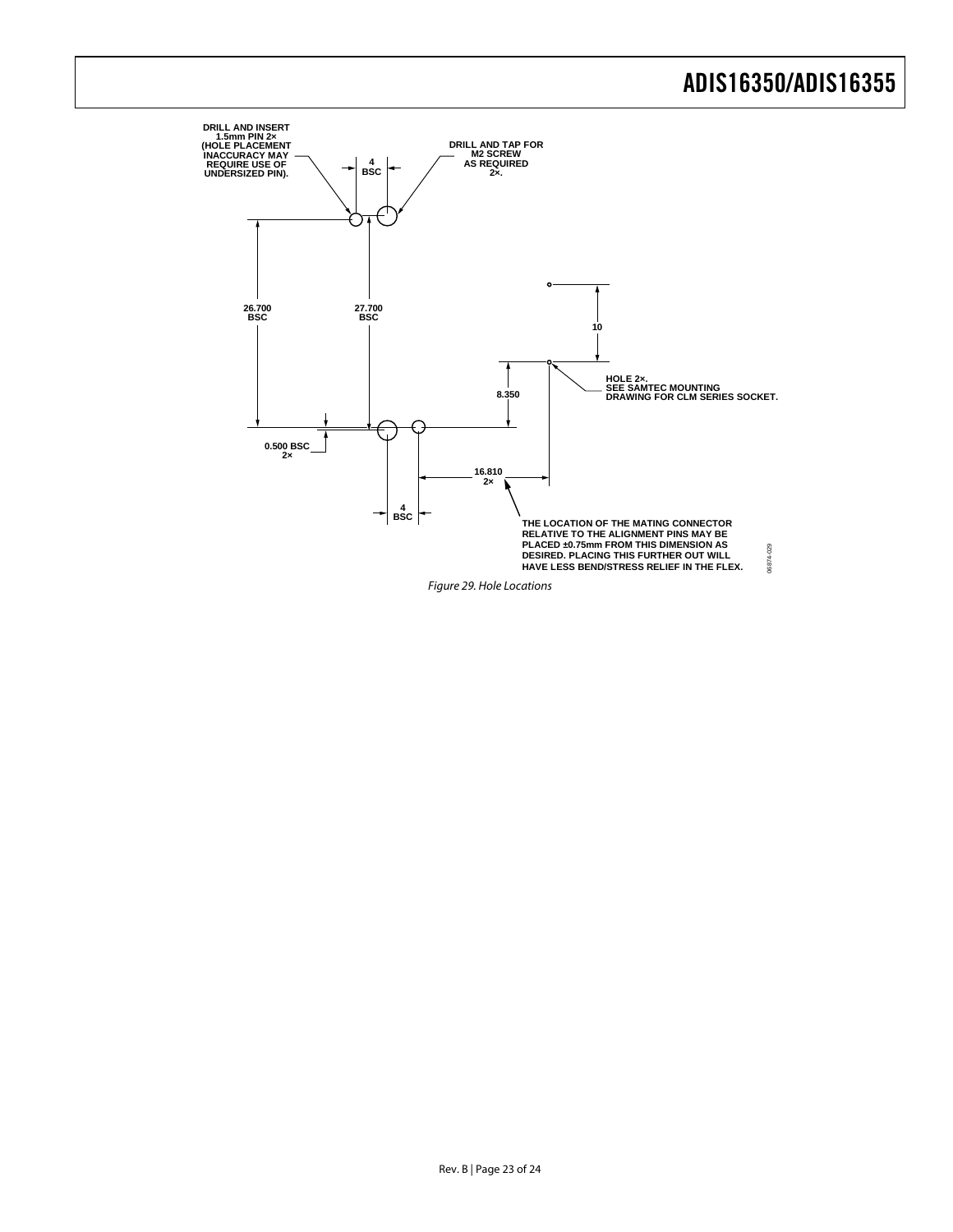DRILL AND INSERT 1.5mm PIN 2× (HOLE PLACEMENT INACCURACY MAY REQUIRE USE OF UNDERSIZED PIN).

4 BSC

DRILL AND TAP FOR M2 SCREW AS REQUIRED 2×.

26.700 BSC

27.700 BSC

10

HOLE 2×. SEE SAMTEC MOUNTING DRAWING FOR CLM SERIES SOCKET.

8.350

0.500 BSC 2×

16.810 2×

4 BSC

THE LOCATION OF THE MATING CONNECTOR RELATIVE TO THE ALIGNMENT PINS MAY BE PLACED ±0.75mm FROM THIS DIMENSION AS DESIRED. PLACING THIS FURTHER OUT WILL HAVE LESS BEND/STRESS RELIEF IN THE FLEX.

06874-029

*Figure 29. Hole Locations*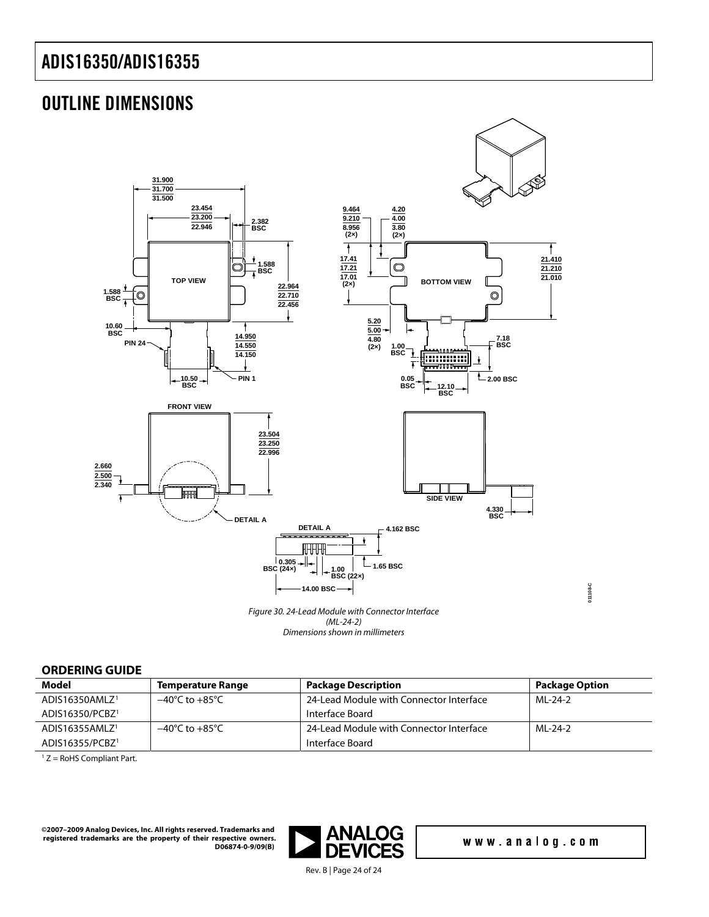## OUTLINE DIMENSIONS

31.900
31.700
31.500
23.454
23.200
22.946
2.382
BSC
1.588
BSC
TOP VIEW
1.588
BSC
22.964
22.710
22.456
10.60
BSC
PIN 24
14.950
14.550
14.150
10.50
BSC
PIN 1
9.464
9.210
8.956
(2×)
4.20
4.00
3.80
(2×)
17.41
17.21
17.01
(2×)
BOTTOM VIEW
21.410
21.210
21.010
5.20
5.00
4.80
(2×)
1.00
BSC
7.18
BSC
0.05
BSC
12.10
BSC
2.00 BSC
FRONT VIEW
23.504
23.250
22.996
2.660
2.500
2.340
DETAIL A
SIDE VIEW
4.330
BSC
DETAIL A
4.162 BSC
0.305
BSC (24×)
1.00
BSC (22×)
1.65 BSC
14.00 BSC
011108-C

*Figure 30. 24-Lead Module with Connector Interface (ML-24-2) Dimensions shown in millimeters*

### ORDERING GUIDE

| Model | Temperature Range | Package Description | Package Option |
|---|---|---|---|
| ADIS16350AMLZ[1] | −40°C to +85°C | 24-Lead Module with Connector Interface | ML-24-2 |
| ADIS16350/PCBZ[1] | | Interface Board | |
| ADIS16355AMLZ[1] | −40°C to +85°C | 24-Lead Module with Connector Interface | ML-24-2 |
| ADIS16355/PCBZ[1] | | Interface Board | |

[1] Z = RoHS Compliant Part.

©2007–2009 Analog Devices, Inc. All rights reserved. Trademarks and registered trademarks are the property of their respective owners. D06874-0-9/09(B)